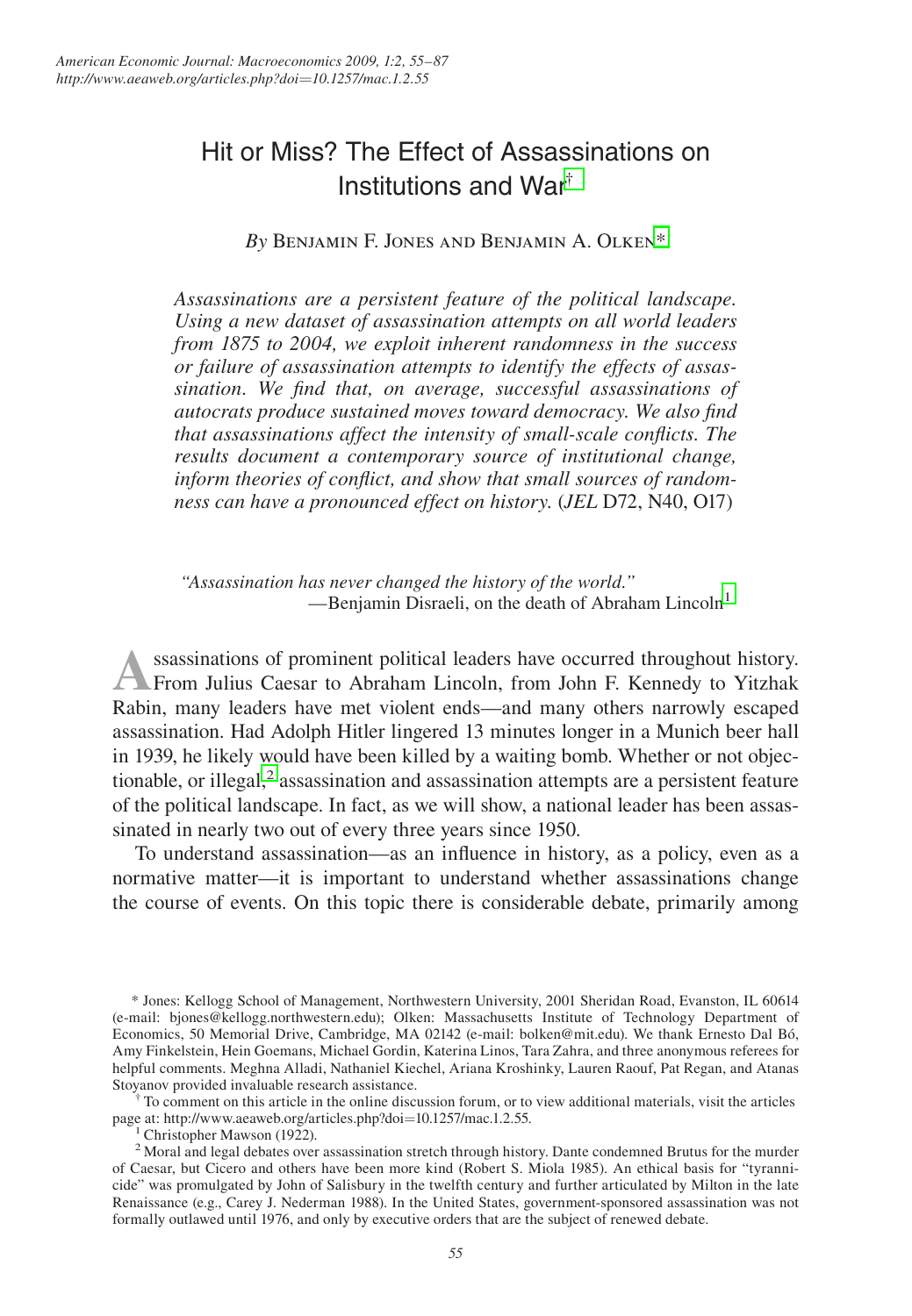# Hit or Miss? The Effect of Assassinations on Institutions and War[†]

*By* Benjamin F. Jones and Benjamin A. Olken[*]

*Assassinations are a persistent feature of the political landscape. Using a new dataset of assassination attempts on all world leaders from 1875 to 2004, we exploit inherent randomness in the success or failure of assassination attempts to identify the effects of assassination. We find that, on average, successful assassinations of autocrats produce sustained moves toward democracy. We also find that assassinations affect the intensity of small-scale conflicts. The results document a contemporary source of institutional change, inform theories of conflict, and show that small sources of randomness can have a pronounced effect on history.* (*JEL* D72, N40, O17)

> *"Assassination has never changed the history of the world."*
> —Benjamin Disraeli, on the death of Abraham Lincoln[1]

Assassinations of prominent political leaders have occurred throughout history. From Julius Caesar to Abraham Lincoln, from John F. Kennedy to Yitzhak Rabin, many leaders have met violent ends—and many others narrowly escaped assassination. Had Adolph Hitler lingered 13 minutes longer in a Munich beer hall in 1939, he likely would have been killed by a waiting bomb. Whether or not objectionable, or illegal,[2] assassination and assassination attempts are a persistent feature of the political landscape. In fact, as we will show, a national leader has been assassinated in nearly two out of every three years since 1950.

To understand assassination—as an influence in history, as a policy, even as a normative matter—it is important to understand whether assassinations change the course of events. On this topic there is considerable debate, primarily among

---

[*] Jones: Kellogg School of Management, Northwestern University, 2001 Sheridan Road, Evanston, IL 60614 (e-mail: bjones@kellogg.northwestern.edu); Olken: Massachusetts Institute of Technology Department of Economics, 50 Memorial Drive, Cambridge, MA 02142 (e-mail: bolken@mit.edu). We thank Ernesto Dal Bó, Amy Finkelstein, Hein Goemans, Michael Gordin, Katerina Linos, Tara Zahra, and three anonymous referees for helpful comments. Meghna Alladi, Nathaniel Kiechel, Ariana Kroshinky, Lauren Raouf, Pat Regan, and Atanas Stoyanov provided invaluable research assistance.

[†] To comment on this article in the online discussion forum, or to view additional materials, visit the articles page at: http://www.aeaweb.org/articles.php?doi=10.1257/mac.1.2.55.

[1] Christopher Mawson (1922).

[2] Moral and legal debates over assassination stretch through history. Dante condemned Brutus for the murder of Caesar, but Cicero and others have been more kind (Robert S. Miola 1985). An ethical basis for "tyrannicide" was promulgated by John of Salisbury in the twelfth century and further articulated by Milton in the late Renaissance (e.g., Carey J. Nederman 1988). In the United States, government-sponsored assassination was not formally outlawed until 1976, and only by executive orders that are the subject of renewed debate.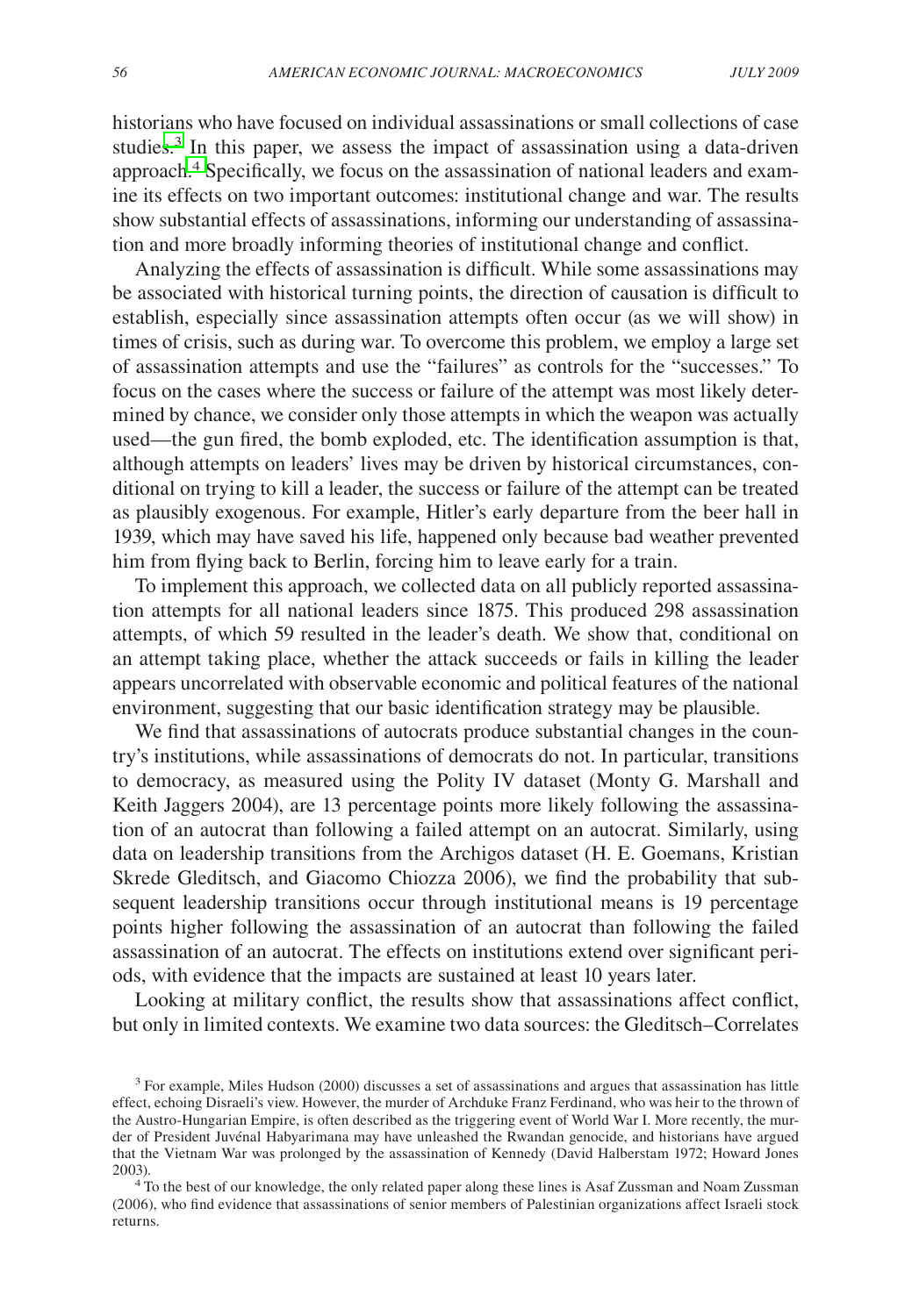historians who have focused on individual assassinations or small collections of case studies.[3] In this paper, we assess the impact of assassination using a data-driven approach.[4] Specifically, we focus on the assassination of national leaders and examine its effects on two important outcomes: institutional change and war. The results show substantial effects of assassinations, informing our understanding of assassination and more broadly informing theories of institutional change and conflict.

Analyzing the effects of assassination is difficult. While some assassinations may be associated with historical turning points, the direction of causation is difficult to establish, especially since assassination attempts often occur (as we will show) in times of crisis, such as during war. To overcome this problem, we employ a large set of assassination attempts and use the "failures" as controls for the "successes." To focus on the cases where the success or failure of the attempt was most likely determined by chance, we consider only those attempts in which the weapon was actually used—the gun fired, the bomb exploded, etc. The identification assumption is that, although attempts on leaders' lives may be driven by historical circumstances, conditional on trying to kill a leader, the success or failure of the attempt can be treated as plausibly exogenous. For example, Hitler's early departure from the beer hall in 1939, which may have saved his life, happened only because bad weather prevented him from flying back to Berlin, forcing him to leave early for a train.

To implement this approach, we collected data on all publicly reported assassination attempts for all national leaders since 1875. This produced 298 assassination attempts, of which 59 resulted in the leader's death. We show that, conditional on an attempt taking place, whether the attack succeeds or fails in killing the leader appears uncorrelated with observable economic and political features of the national environment, suggesting that our basic identification strategy may be plausible.

We find that assassinations of autocrats produce substantial changes in the country's institutions, while assassinations of democrats do not. In particular, transitions to democracy, as measured using the Polity IV dataset (Monty G. Marshall and Keith Jaggers 2004), are 13 percentage points more likely following the assassination of an autocrat than following a failed attempt on an autocrat. Similarly, using data on leadership transitions from the Archigos dataset (H. E. Goemans, Kristian Skrede Gleditsch, and Giacomo Chiozza 2006), we find the probability that subsequent leadership transitions occur through institutional means is 19 percentage points higher following the assassination of an autocrat than following the failed assassination of an autocrat. The effects on institutions extend over significant periods, with evidence that the impacts are sustained at least 10 years later.

Looking at military conflict, the results show that assassinations affect conflict, but only in limited contexts. We examine two data sources: the Gleditsch–Correlates

[3] For example, Miles Hudson (2000) discusses a set of assassinations and argues that assassination has little effect, echoing Disraeli's view. However, the murder of Archduke Franz Ferdinand, who was heir to the thrown of the Austro-Hungarian Empire, is often described as the triggering event of World War I. More recently, the murder of President Juvénal Habyarimana may have unleashed the Rwandan genocide, and historians have argued that the Vietnam War was prolonged by the assassination of Kennedy (David Halberstam 1972; Howard Jones 2003).

[4] To the best of our knowledge, the only related paper along these lines is Asaf Zussman and Noam Zussman (2006), who find evidence that assassinations of senior members of Palestinian organizations affect Israeli stock returns.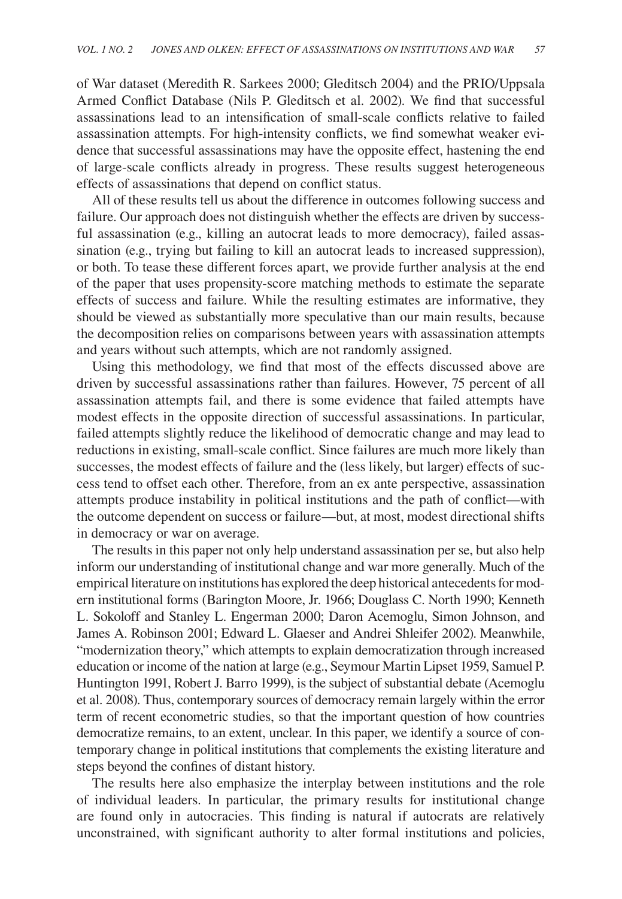of War dataset (Meredith R. Sarkees 2000; Gleditsch 2004) and the PRIO/Uppsala Armed Conflict Database (Nils P. Gleditsch et al. 2002). We find that successful assassinations lead to an intensification of small-scale conflicts relative to failed assassination attempts. For high-intensity conflicts, we find somewhat weaker evidence that successful assassinations may have the opposite effect, hastening the end of large-scale conflicts already in progress. These results suggest heterogeneous effects of assassinations that depend on conflict status.

All of these results tell us about the difference in outcomes following success and failure. Our approach does not distinguish whether the effects are driven by successful assassination (e.g., killing an autocrat leads to more democracy), failed assassination (e.g., trying but failing to kill an autocrat leads to increased suppression), or both. To tease these different forces apart, we provide further analysis at the end of the paper that uses propensity-score matching methods to estimate the separate effects of success and failure. While the resulting estimates are informative, they should be viewed as substantially more speculative than our main results, because the decomposition relies on comparisons between years with assassination attempts and years without such attempts, which are not randomly assigned.

Using this methodology, we find that most of the effects discussed above are driven by successful assassinations rather than failures. However, 75 percent of all assassination attempts fail, and there is some evidence that failed attempts have modest effects in the opposite direction of successful assassinations. In particular, failed attempts slightly reduce the likelihood of democratic change and may lead to reductions in existing, small-scale conflict. Since failures are much more likely than successes, the modest effects of failure and the (less likely, but larger) effects of success tend to offset each other. Therefore, from an ex ante perspective, assassination attempts produce instability in political institutions and the path of conflict—with the outcome dependent on success or failure—but, at most, modest directional shifts in democracy or war on average.

The results in this paper not only help understand assassination per se, but also help inform our understanding of institutional change and war more generally. Much of the empirical literature on institutions has explored the deep historical antecedents for modern institutional forms (Barington Moore, Jr. 1966; Douglass C. North 1990; Kenneth L. Sokoloff and Stanley L. Engerman 2000; Daron Acemoglu, Simon Johnson, and James A. Robinson 2001; Edward L. Glaeser and Andrei Shleifer 2002). Meanwhile, "modernization theory," which attempts to explain democratization through increased education or income of the nation at large (e.g., Seymour Martin Lipset 1959, Samuel P. Huntington 1991, Robert J. Barro 1999), is the subject of substantial debate (Acemoglu et al. 2008). Thus, contemporary sources of democracy remain largely within the error term of recent econometric studies, so that the important question of how countries democratize remains, to an extent, unclear. In this paper, we identify a source of contemporary change in political institutions that complements the existing literature and steps beyond the confines of distant history.

The results here also emphasize the interplay between institutions and the role of individual leaders. In particular, the primary results for institutional change are found only in autocracies. This finding is natural if autocrats are relatively unconstrained, with significant authority to alter formal institutions and policies,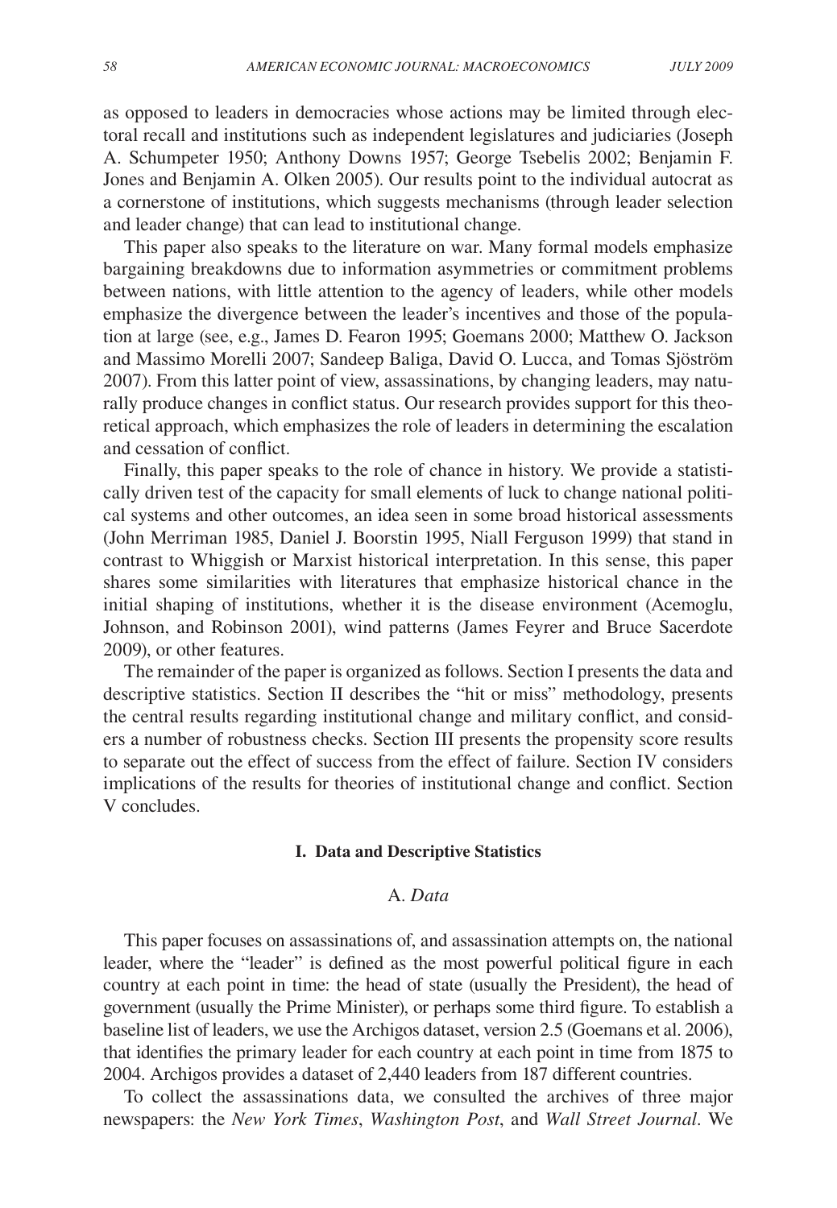as opposed to leaders in democracies whose actions may be limited through electoral recall and institutions such as independent legislatures and judiciaries (Joseph A. Schumpeter 1950; Anthony Downs 1957; George Tsebelis 2002; Benjamin F. Jones and Benjamin A. Olken 2005). Our results point to the individual autocrat as a cornerstone of institutions, which suggests mechanisms (through leader selection and leader change) that can lead to institutional change.

This paper also speaks to the literature on war. Many formal models emphasize bargaining breakdowns due to information asymmetries or commitment problems between nations, with little attention to the agency of leaders, while other models emphasize the divergence between the leader's incentives and those of the population at large (see, e.g., James D. Fearon 1995; Goemans 2000; Matthew O. Jackson and Massimo Morelli 2007; Sandeep Baliga, David O. Lucca, and Tomas Sjöström 2007). From this latter point of view, assassinations, by changing leaders, may naturally produce changes in conflict status. Our research provides support for this theoretical approach, which emphasizes the role of leaders in determining the escalation and cessation of conflict.

Finally, this paper speaks to the role of chance in history. We provide a statistically driven test of the capacity for small elements of luck to change national political systems and other outcomes, an idea seen in some broad historical assessments (John Merriman 1985, Daniel J. Boorstin 1995, Niall Ferguson 1999) that stand in contrast to Whiggish or Marxist historical interpretation. In this sense, this paper shares some similarities with literatures that emphasize historical chance in the initial shaping of institutions, whether it is the disease environment (Acemoglu, Johnson, and Robinson 2001), wind patterns (James Feyrer and Bruce Sacerdote 2009), or other features.

The remainder of the paper is organized as follows. Section I presents the data and descriptive statistics. Section II describes the "hit or miss" methodology, presents the central results regarding institutional change and military conflict, and considers a number of robustness checks. Section III presents the propensity score results to separate out the effect of success from the effect of failure. Section IV considers implications of the results for theories of institutional change and conflict. Section V concludes.

## I. Data and Descriptive Statistics

### A. *Data*

This paper focuses on assassinations of, and assassination attempts on, the national leader, where the "leader" is defined as the most powerful political figure in each country at each point in time: the head of state (usually the President), the head of government (usually the Prime Minister), or perhaps some third figure. To establish a baseline list of leaders, we use the Archigos dataset, version 2.5 (Goemans et al. 2006), that identifies the primary leader for each country at each point in time from 1875 to 2004. Archigos provides a dataset of 2,440 leaders from 187 different countries.

To collect the assassinations data, we consulted the archives of three major newspapers: the *New York Times*, *Washington Post*, and *Wall Street Journal*. We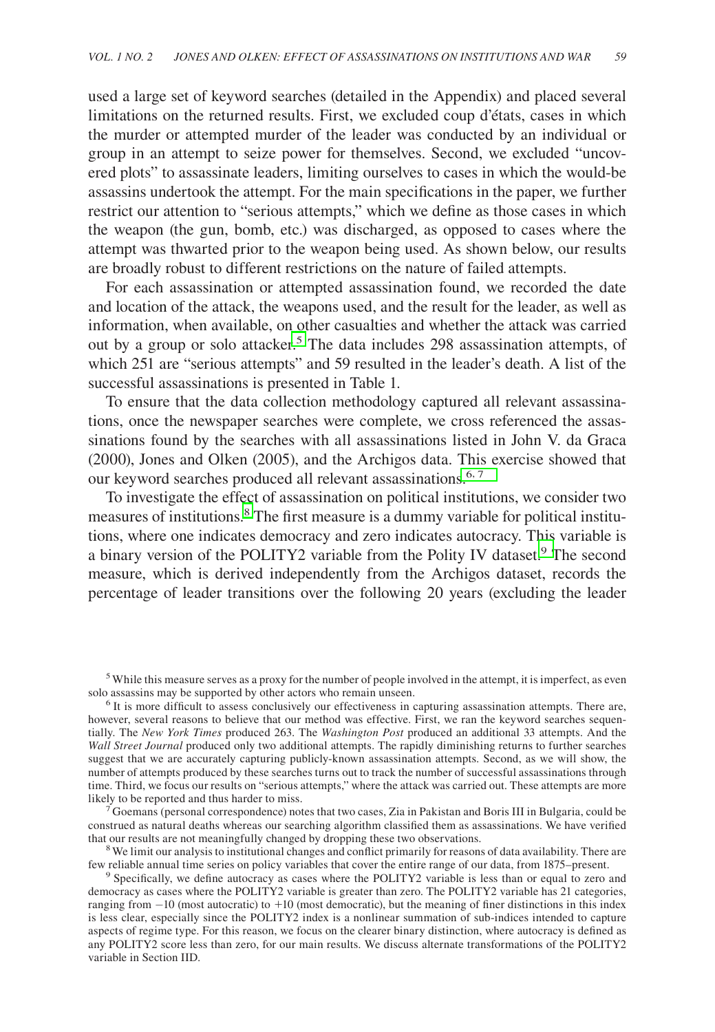used a large set of keyword searches (detailed in the Appendix) and placed several limitations on the returned results. First, we excluded coup d'états, cases in which the murder or attempted murder of the leader was conducted by an individual or group in an attempt to seize power for themselves. Second, we excluded "uncovered plots" to assassinate leaders, limiting ourselves to cases in which the would-be assassins undertook the attempt. For the main specifications in the paper, we further restrict our attention to "serious attempts," which we define as those cases in which the weapon (the gun, bomb, etc.) was discharged, as opposed to cases where the attempt was thwarted prior to the weapon being used. As shown below, our results are broadly robust to different restrictions on the nature of failed attempts.

For each assassination or attempted assassination found, we recorded the date and location of the attack, the weapons used, and the result for the leader, as well as information, when available, on other casualties and whether the attack was carried out by a group or solo attacker.[5] The data includes 298 assassination attempts, of which 251 are "serious attempts" and 59 resulted in the leader's death. A list of the successful assassinations is presented in Table 1.

To ensure that the data collection methodology captured all relevant assassinations, once the newspaper searches were complete, we cross referenced the assassinations found by the searches with all assassinations listed in John V. da Graca (2000), Jones and Olken (2005), and the Archigos data. This exercise showed that our keyword searches produced all relevant assassinations.[6, 7]

To investigate the effect of assassination on political institutions, we consider two measures of institutions.[8] The first measure is a dummy variable for political institutions, where one indicates democracy and zero indicates autocracy. This variable is a binary version of the POLITY2 variable from the Polity IV dataset.[9] The second measure, which is derived independently from the Archigos dataset, records the percentage of leader transitions over the following 20 years (excluding the leader

[5] While this measure serves as a proxy for the number of people involved in the attempt, it is imperfect, as even solo assassins may be supported by other actors who remain unseen.

[6] It is more difficult to assess conclusively our effectiveness in capturing assassination attempts. There are, however, several reasons to believe that our method was effective. First, we ran the keyword searches sequentially. The *New York Times* produced 263. The *Washington Post* produced an additional 33 attempts. And the *Wall Street Journal* produced only two additional attempts. The rapidly diminishing returns to further searches suggest that we are accurately capturing publicly-known assassination attempts. Second, as we will show, the number of attempts produced by these searches turns out to track the number of successful assassinations through time. Third, we focus our results on "serious attempts," where the attack was carried out. These attempts are more likely to be reported and thus harder to miss.

[7] Goemans (personal correspondence) notes that two cases, Zia in Pakistan and Boris III in Bulgaria, could be construed as natural deaths whereas our searching algorithm classified them as assassinations. We have verified that our results are not meaningfully changed by dropping these two observations.

[8] We limit our analysis to institutional changes and conflict primarily for reasons of data availability. There are few reliable annual time series on policy variables that cover the entire range of our data, from 1875–present.

[9] Specifically, we define autocracy as cases where the POLITY2 variable is less than or equal to zero and democracy as cases where the POLITY2 variable is greater than zero. The POLITY2 variable has 21 categories, ranging from −10 (most autocratic) to +10 (most democratic), but the meaning of finer distinctions in this index is less clear, especially since the POLITY2 index is a nonlinear summation of sub-indices intended to capture aspects of regime type. For this reason, we focus on the clearer binary distinction, where autocracy is defined as any POLITY2 score less than zero, for our main results. We discuss alternate transformations of the POLITY2 variable in Section IID.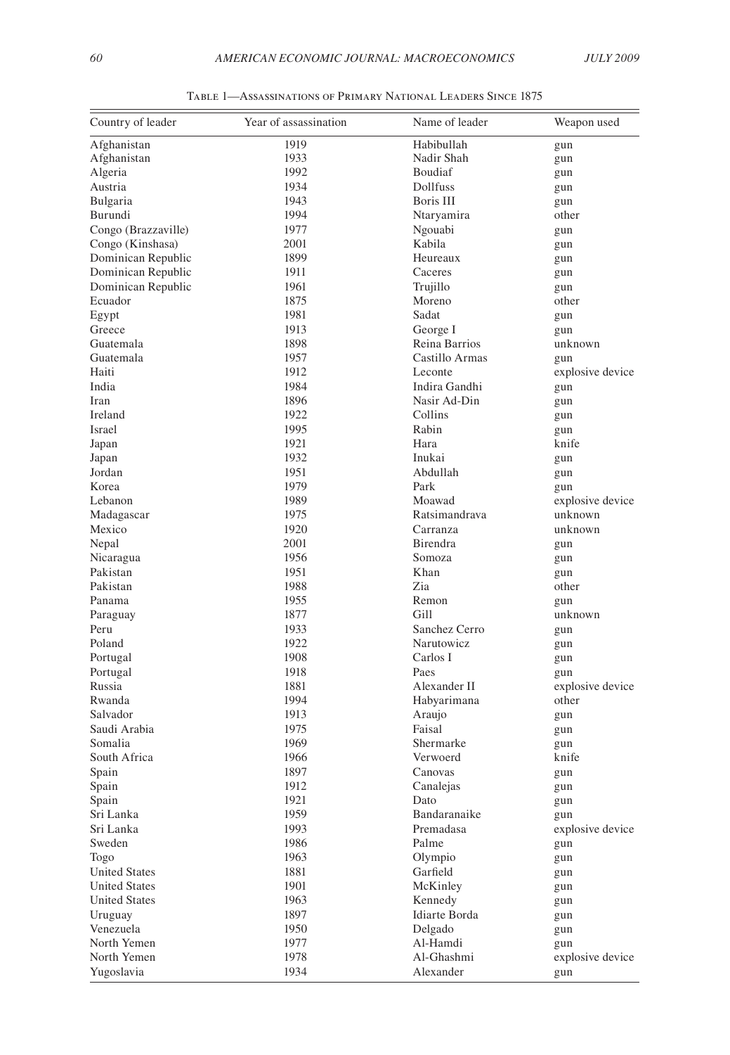Table 1—Assassinations of Primary National Leaders Since 1875

| Country of leader | Year of assassination | Name of leader | Weapon used |
|---|---|---|---|
| Afghanistan | 1919 | Habibullah | gun |
| Afghanistan | 1933 | Nadir Shah | gun |
| Algeria | 1992 | Boudiaf | gun |
| Austria | 1934 | Dollfuss | gun |
| Bulgaria | 1943 | Boris III | gun |
| Burundi | 1994 | Ntaryamira | other |
| Congo (Brazzaville) | 1977 | Ngouabi | gun |
| Congo (Kinshasa) | 2001 | Kabila | gun |
| Dominican Republic | 1899 | Heureaux | gun |
| Dominican Republic | 1911 | Caceres | gun |
| Dominican Republic | 1961 | Trujillo | gun |
| Ecuador | 1875 | Moreno | other |
| Egypt | 1981 | Sadat | gun |
| Greece | 1913 | George I | gun |
| Guatemala | 1898 | Reina Barrios | unknown |
| Guatemala | 1957 | Castillo Armas | gun |
| Haiti | 1912 | Leconte | explosive device |
| India | 1984 | Indira Gandhi | gun |
| Iran | 1896 | Nasir Ad-Din | gun |
| Ireland | 1922 | Collins | gun |
| Israel | 1995 | Rabin | gun |
| Japan | 1921 | Hara | knife |
| Japan | 1932 | Inukai | gun |
| Jordan | 1951 | Abdullah | gun |
| Korea | 1979 | Park | gun |
| Lebanon | 1989 | Moawad | explosive device |
| Madagascar | 1975 | Ratsimandrava | unknown |
| Mexico | 1920 | Carranza | unknown |
| Nepal | 2001 | Birendra | gun |
| Nicaragua | 1956 | Somoza | gun |
| Pakistan | 1951 | Khan | gun |
| Pakistan | 1988 | Zia | other |
| Panama | 1955 | Remon | gun |
| Paraguay | 1877 | Gill | unknown |
| Peru | 1933 | Sanchez Cerro | gun |
| Poland | 1922 | Narutowicz | gun |
| Portugal | 1908 | Carlos I | gun |
| Portugal | 1918 | Paes | gun |
| Russia | 1881 | Alexander II | explosive device |
| Rwanda | 1994 | Habyarimana | other |
| Salvador | 1913 | Araujo | gun |
| Saudi Arabia | 1975 | Faisal | gun |
| Somalia | 1969 | Shermarke | gun |
| South Africa | 1966 | Verwoerd | knife |
| Spain | 1897 | Canovas | gun |
| Spain | 1912 | Canalejas | gun |
| Spain | 1921 | Dato | gun |
| Sri Lanka | 1959 | Bandaranaike | gun |
| Sri Lanka | 1993 | Premadasa | explosive device |
| Sweden | 1986 | Palme | gun |
| Togo | 1963 | Olympio | gun |
| United States | 1881 | Garfield | gun |
| United States | 1901 | McKinley | gun |
| United States | 1963 | Kennedy | gun |
| Uruguay | 1897 | Idiarte Borda | gun |
| Venezuela | 1950 | Delgado | gun |
| North Yemen | 1977 | Al-Hamdi | gun |
| North Yemen | 1978 | Al-Ghashmi | explosive device |
| Yugoslavia | 1934 | Alexander | gun |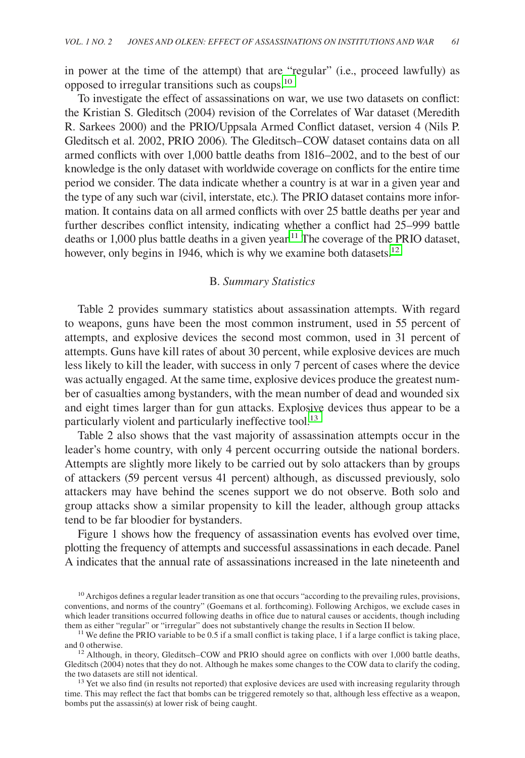in power at the time of the attempt) that are "regular" (i.e., proceed lawfully) as opposed to irregular transitions such as coups.[10]

To investigate the effect of assassinations on war, we use two datasets on conflict: the Kristian S. Gleditsch (2004) revision of the Correlates of War dataset (Meredith R. Sarkees 2000) and the PRIO/Uppsala Armed Conflict dataset, version 4 (Nils P. Gleditsch et al. 2002, PRIO 2006). The Gleditsch–COW dataset contains data on all armed conflicts with over 1,000 battle deaths from 1816–2002, and to the best of our knowledge is the only dataset with worldwide coverage on conflicts for the entire time period we consider. The data indicate whether a country is at war in a given year and the type of any such war (civil, interstate, etc.). The PRIO dataset contains more information. It contains data on all armed conflicts with over 25 battle deaths per year and further describes conflict intensity, indicating whether a conflict had 25–999 battle deaths or 1,000 plus battle deaths in a given year.[11] The coverage of the PRIO dataset, however, only begins in 1946, which is why we examine both datasets.[12]

## B. *Summary Statistics*

Table 2 provides summary statistics about assassination attempts. With regard to weapons, guns have been the most common instrument, used in 55 percent of attempts, and explosive devices the second most common, used in 31 percent of attempts. Guns have kill rates of about 30 percent, while explosive devices are much less likely to kill the leader, with success in only 7 percent of cases where the device was actually engaged. At the same time, explosive devices produce the greatest number of casualties among bystanders, with the mean number of dead and wounded six and eight times larger than for gun attacks. Explosive devices thus appear to be a particularly violent and particularly ineffective tool.[13]

Table 2 also shows that the vast majority of assassination attempts occur in the leader's home country, with only 4 percent occurring outside the national borders. Attempts are slightly more likely to be carried out by solo attackers than by groups of attackers (59 percent versus 41 percent) although, as discussed previously, solo attackers may have behind the scenes support we do not observe. Both solo and group attacks show a similar propensity to kill the leader, although group attacks tend to be far bloodier for bystanders.

Figure 1 shows how the frequency of assassination events has evolved over time, plotting the frequency of attempts and successful assassinations in each decade. Panel A indicates that the annual rate of assassinations increased in the late nineteenth and

---

[10] Archigos defines a regular leader transition as one that occurs "according to the prevailing rules, provisions, conventions, and norms of the country" (Goemans et al. forthcoming). Following Archigos, we exclude cases in which leader transitions occurred following deaths in office due to natural causes or accidents, though including them as either "regular" or "irregular" does not substantively change the results in Section II below.

[11] We define the PRIO variable to be 0.5 if a small conflict is taking place, 1 if a large conflict is taking place, and 0 otherwise.

[12] Although, in theory, Gleditsch–COW and PRIO should agree on conflicts with over 1,000 battle deaths, Gleditsch (2004) notes that they do not. Although he makes some changes to the COW data to clarify the coding, the two datasets are still not identical.

[13] Yet we also find (in results not reported) that explosive devices are used with increasing regularity through time. This may reflect the fact that bombs can be triggered remotely so that, although less effective as a weapon, bombs put the assassin(s) at lower risk of being caught.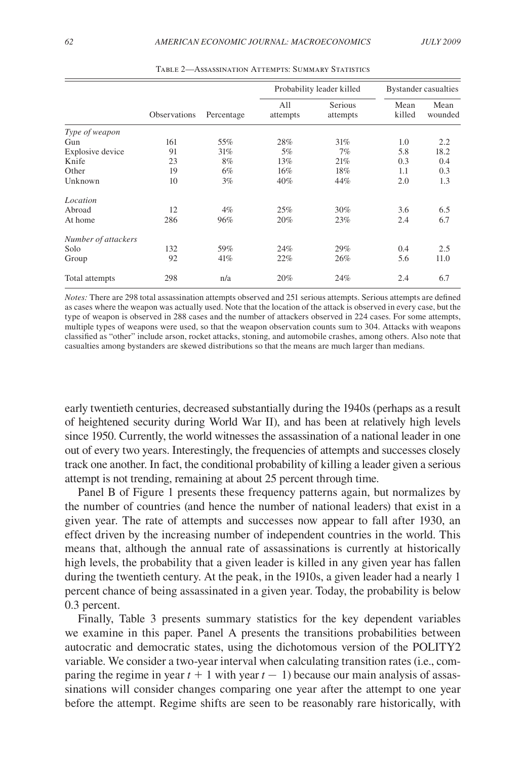Table 2—Assassination Attempts: Summary Statistics

| | Observations | Percentage | Probability leader killed | | Bystander casualties | |
|---|---|---|---|---|---|---|
| | | | All attempts | Serious attempts | Mean killed | Mean wounded |
| *Type of weapon* | | | | | | |
| Gun | 161 | 55% | 28% | 31% | 1.0 | 2.2 |
| Explosive device | 91 | 31% | 5% | 7% | 5.8 | 18.2 |
| Knife | 23 | 8% | 13% | 21% | 0.3 | 0.4 |
| Other | 19 | 6% | 16% | 18% | 1.1 | 0.3 |
| Unknown | 10 | 3% | 40% | 44% | 2.0 | 1.3 |
| *Location* | | | | | | |
| Abroad | 12 | 4% | 25% | 30% | 3.6 | 6.5 |
| At home | 286 | 96% | 20% | 23% | 2.4 | 6.7 |
| *Number of attackers* | | | | | | |
| Solo | 132 | 59% | 24% | 29% | 0.4 | 2.5 |
| Group | 92 | 41% | 22% | 26% | 5.6 | 11.0 |
| Total attempts | 298 | n/a | 20% | 24% | 2.4 | 6.7 |

*Notes:* There are 298 total assassination attempts observed and 251 serious attempts. Serious attempts are defined as cases where the weapon was actually used. Note that the location of the attack is observed in every case, but the type of weapon is observed in 288 cases and the number of attackers observed in 224 cases. For some attempts, multiple types of weapons were used, so that the weapon observation counts sum to 304. Attacks with weapons classified as "other" include arson, rocket attacks, stoning, and automobile crashes, among others. Also note that casualties among bystanders are skewed distributions so that the means are much larger than medians.

early twentieth centuries, decreased substantially during the 1940s (perhaps as a result of heightened security during World War II), and has been at relatively high levels since 1950. Currently, the world witnesses the assassination of a national leader in one out of every two years. Interestingly, the frequencies of attempts and successes closely track one another. In fact, the conditional probability of killing a leader given a serious attempt is not trending, remaining at about 25 percent through time.

Panel B of Figure 1 presents these frequency patterns again, but normalizes by the number of countries (and hence the number of national leaders) that exist in a given year. The rate of attempts and successes now appear to fall after 1930, an effect driven by the increasing number of independent countries in the world. This means that, although the annual rate of assassinations is currently at historically high levels, the probability that a given leader is killed in any given year has fallen during the twentieth century. At the peak, in the 1910s, a given leader had a nearly 1 percent chance of being assassinated in a given year. Today, the probability is below 0.3 percent.

Finally, Table 3 presents summary statistics for the key dependent variables we examine in this paper. Panel A presents the transitions probabilities between autocratic and democratic states, using the dichotomous version of the POLITY2 variable. We consider a two-year interval when calculating transition rates (i.e., comparing the regime in year $t + 1$ with year $t - 1$) because our main analysis of assassinations will consider changes comparing one year after the attempt to one year before the attempt. Regime shifts are seen to be reasonably rare historically, with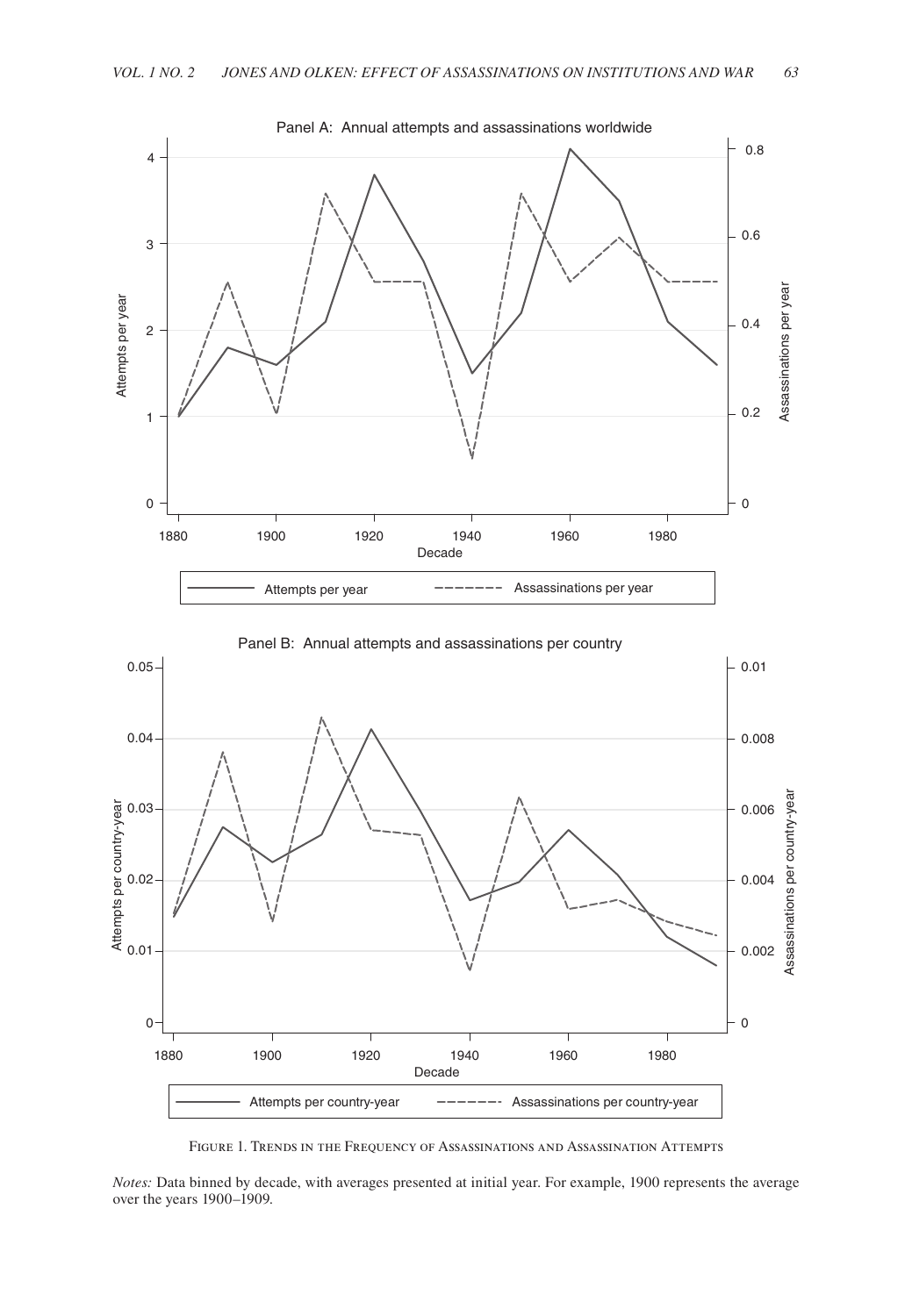Figure 1. Trends in the Frequency of Assassinations and Assassination Attempts

*Notes:* Data binned by decade, with averages presented at initial year. For example, 1900 represents the average over the years 1900–1909.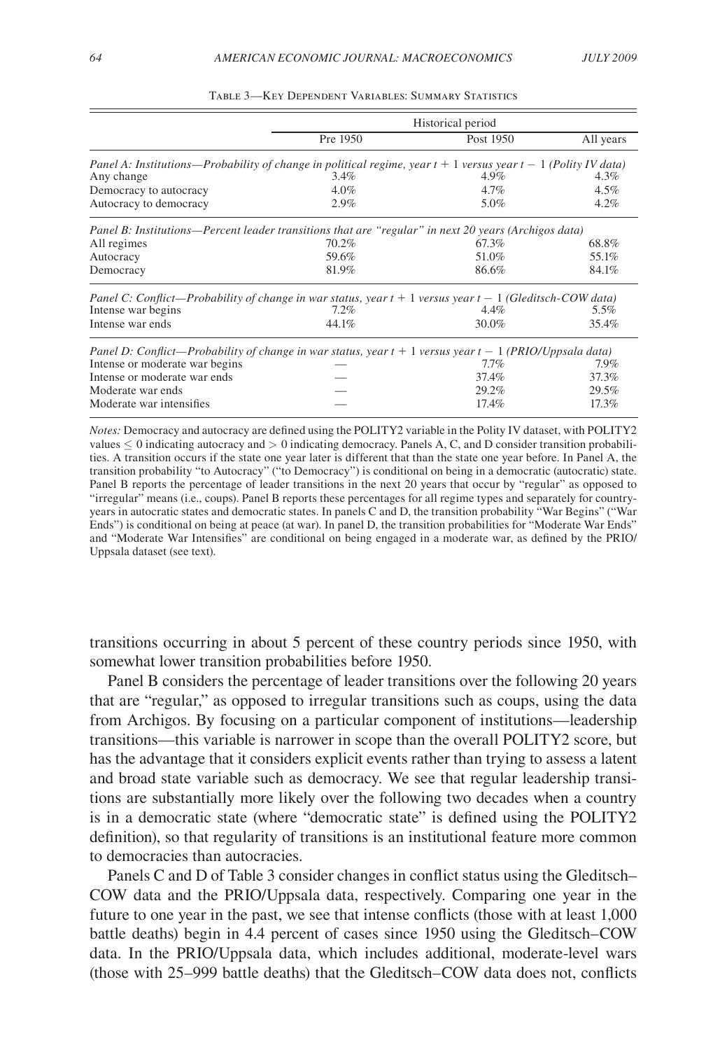Table 3—Key Dependent Variables: Summary Statistics

| | Historical period | | |
|---|---|---|---|
| | Pre 1950 | Post 1950 | All years |
| *Panel A: Institutions—Probability of change in political regime, year $t+1$ versus year $t-1$ (Polity IV data)* | | | |
| Any change | 3.4% | 4.9% | 4.3% |
| Democracy to autocracy | 4.0% | 4.7% | 4.5% |
| Autocracy to democracy | 2.9% | 5.0% | 4.2% |
| *Panel B: Institutions—Percent leader transitions that are "regular" in next 20 years (Archigos data)* | | | |
| All regimes | 70.2% | 67.3% | 68.8% |
| Autocracy | 59.6% | 51.0% | 55.1% |
| Democracy | 81.9% | 86.6% | 84.1% |
| *Panel C: Conflict—Probability of change in war status, year $t+1$ versus year $t-1$ (Gleditsch-COW data)* | | | |
| Intense war begins | 7.2% | 4.4% | 5.5% |
| Intense war ends | 44.1% | 30.0% | 35.4% |
| *Panel D: Conflict—Probability of change in war status, year $t+1$ versus year $t-1$ (PRIO/Uppsala data)* | | | |
| Intense or moderate war begins | — | 7.7% | 7.9% |
| Intense or moderate war ends | — | 37.4% | 37.3% |
| Moderate war ends | — | 29.2% | 29.5% |
| Moderate war intensifies | — | 17.4% | 17.3% |

*Notes:* Democracy and autocracy are defined using the POLITY2 variable in the Polity IV dataset, with POLITY2 values $\leq 0$ indicating autocracy and $> 0$ indicating democracy. Panels A, C, and D consider transition probabilities. A transition occurs if the state one year later is different that than the state one year before. In Panel A, the transition probability "to Autocracy" ("to Democracy") is conditional on being in a democratic (autocratic) state. Panel B reports the percentage of leader transitions in the next 20 years that occur by "regular" as opposed to "irregular" means (i.e., coups). Panel B reports these percentages for all regime types and separately for country-years in autocratic states and democratic states. In panels C and D, the transition probability "War Begins" ("War Ends") is conditional on being at peace (at war). In panel D, the transition probabilities for "Moderate War Ends" and "Moderate War Intensifies" are conditional on being engaged in a moderate war, as defined by the PRIO/Uppsala dataset (see text).

transitions occurring in about 5 percent of these country periods since 1950, with somewhat lower transition probabilities before 1950.

Panel B considers the percentage of leader transitions over the following 20 years that are "regular," as opposed to irregular transitions such as coups, using the data from Archigos. By focusing on a particular component of institutions—leadership transitions—this variable is narrower in scope than the overall POLITY2 score, but has the advantage that it considers explicit events rather than trying to assess a latent and broad state variable such as democracy. We see that regular leadership transitions are substantially more likely over the following two decades when a country is in a democratic state (where "democratic state" is defined using the POLITY2 definition), so that regularity of transitions is an institutional feature more common to democracies than autocracies.

Panels C and D of Table 3 consider changes in conflict status using the Gleditsch–COW data and the PRIO/Uppsala data, respectively. Comparing one year in the future to one year in the past, we see that intense conflicts (those with at least 1,000 battle deaths) begin in 4.4 percent of cases since 1950 using the Gleditsch–COW data. In the PRIO/Uppsala data, which includes additional, moderate-level wars (those with 25–999 battle deaths) that the Gleditsch–COW data does not, conflicts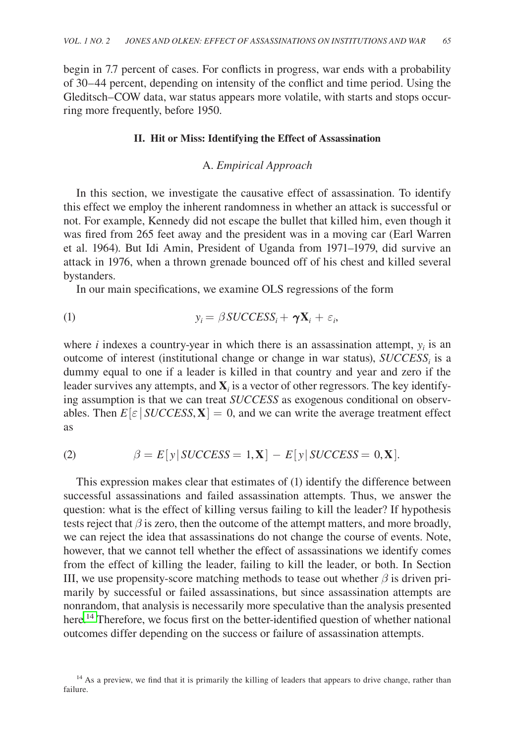begin in 7.7 percent of cases. For conflicts in progress, war ends with a probability of 30–44 percent, depending on intensity of the conflict and time period. Using the Gleditsch–COW data, war status appears more volatile, with starts and stops occurring more frequently, before 1950.

## II. Hit or Miss: Identifying the Effect of Assassination

### A. *Empirical Approach*

In this section, we investigate the causative effect of assassination. To identify this effect we employ the inherent randomness in whether an attack is successful or not. For example, Kennedy did not escape the bullet that killed him, even though it was fired from 265 feet away and the president was in a moving car (Earl Warren et al. 1964). But Idi Amin, President of Uganda from 1971–1979, did survive an attack in 1976, when a thrown grenade bounced off of his chest and killed several bystanders.

In our main specifications, we examine OLS regressions of the form

$$y_i = \beta SUCCESS_i + \boldsymbol{\gamma} \mathbf{X}_i + \varepsilon_i, \tag{1}$$

where $i$ indexes a country-year in which there is an assassination attempt, $y_i$ is an outcome of interest (institutional change or change in war status), $SUCCESS_i$ is a dummy equal to one if a leader is killed in that country and year and zero if the leader survives any attempts, and $\mathbf{X}_i$ is a vector of other regressors. The key identifying assumption is that we can treat *SUCCESS* as exogenous conditional on observables. Then $E[\varepsilon \,|\, SUCCESS, \mathbf{X}] = 0$, and we can write the average treatment effect as

$$\beta = E[y \,|\, SUCCESS = 1, \mathbf{X}] - E[y \,|\, SUCCESS = 0, \mathbf{X}]. \tag{2}$$

This expression makes clear that estimates of (1) identify the difference between successful assassinations and failed assassination attempts. Thus, we answer the question: what is the effect of killing versus failing to kill the leader? If hypothesis tests reject that $\beta$ is zero, then the outcome of the attempt matters, and more broadly, we can reject the idea that assassinations do not change the course of events. Note, however, that we cannot tell whether the effect of assassinations we identify comes from the effect of killing the leader, failing to kill the leader, or both. In Section III, we use propensity-score matching methods to tease out whether $\beta$ is driven primarily by successful or failed assassinations, but since assassination attempts are nonrandom, that analysis is necessarily more speculative than the analysis presented here.[14] Therefore, we focus first on the better-identified question of whether national outcomes differ depending on the success or failure of assassination attempts.

[14] As a preview, we find that it is primarily the killing of leaders that appears to drive change, rather than failure.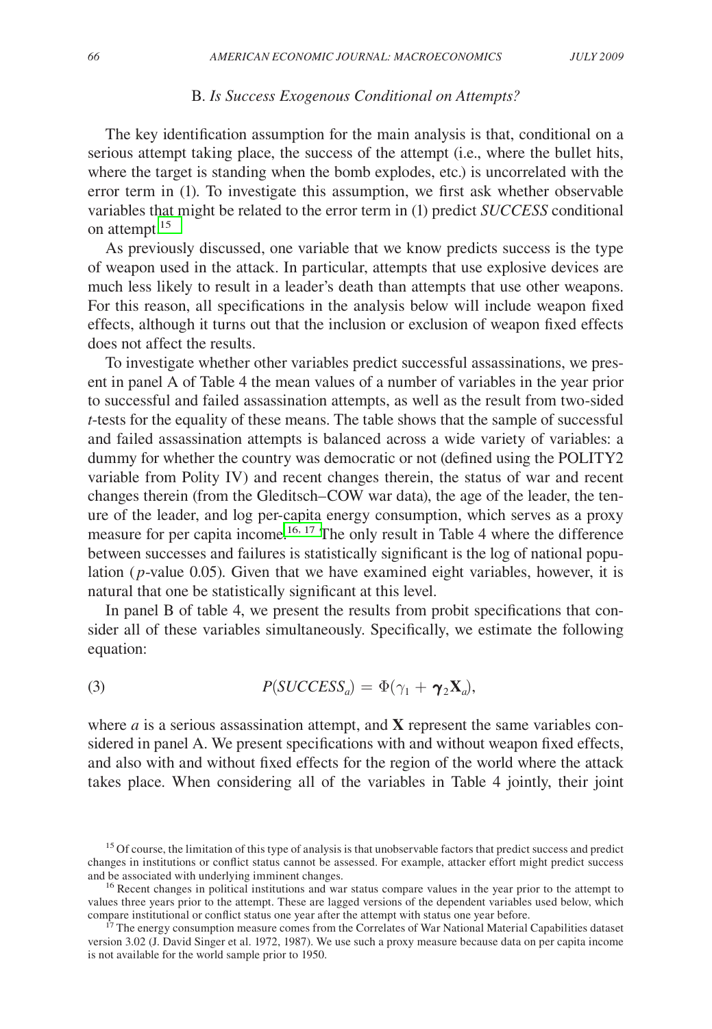### B. *Is Success Exogenous Conditional on Attempts?*

The key identification assumption for the main analysis is that, conditional on a serious attempt taking place, the success of the attempt (i.e., where the bullet hits, where the target is standing when the bomb explodes, etc.) is uncorrelated with the error term in (1). To investigate this assumption, we first ask whether observable variables that might be related to the error term in (1) predict *SUCCESS* conditional on attempt.[15]

As previously discussed, one variable that we know predicts success is the type of weapon used in the attack. In particular, attempts that use explosive devices are much less likely to result in a leader's death than attempts that use other weapons. For this reason, all specifications in the analysis below will include weapon fixed effects, although it turns out that the inclusion or exclusion of weapon fixed effects does not affect the results.

To investigate whether other variables predict successful assassinations, we present in panel A of Table 4 the mean values of a number of variables in the year prior to successful and failed assassination attempts, as well as the result from two-sided *t*-tests for the equality of these means. The table shows that the sample of successful and failed assassination attempts is balanced across a wide variety of variables: a dummy for whether the country was democratic or not (defined using the POLITY2 variable from Polity IV) and recent changes therein, the status of war and recent changes therein (from the Gleditsch–COW war data), the age of the leader, the tenure of the leader, and log per-capita energy consumption, which serves as a proxy measure for per capita income.[16, 17] The only result in Table 4 where the difference between successes and failures is statistically significant is the log of national population (*p*-value 0.05). Given that we have examined eight variables, however, it is natural that one be statistically significant at this level.

In panel B of table 4, we present the results from probit specifications that consider all of these variables simultaneously. Specifically, we estimate the following equation:

$$P(SUCCESS_a) = \Phi(\gamma_1 + \boldsymbol{\gamma}_2 \mathbf{X}_a), \tag{3}$$

where $a$ is a serious assassination attempt, and $\mathbf{X}$ represent the same variables considered in panel A. We present specifications with and without weapon fixed effects, and also with and without fixed effects for the region of the world where the attack takes place. When considering all of the variables in Table 4 jointly, their joint

---

[15] Of course, the limitation of this type of analysis is that unobservable factors that predict success and predict changes in institutions or conflict status cannot be assessed. For example, attacker effort might predict success and be associated with underlying imminent changes.

[16] Recent changes in political institutions and war status compare values in the year prior to the attempt to values three years prior to the attempt. These are lagged versions of the dependent variables used below, which compare institutional or conflict status one year after the attempt with status one year before.

[17] The energy consumption measure comes from the Correlates of War National Material Capabilities dataset version 3.02 (J. David Singer et al. 1972, 1987). We use such a proxy measure because data on per capita income is not available for the world sample prior to 1950.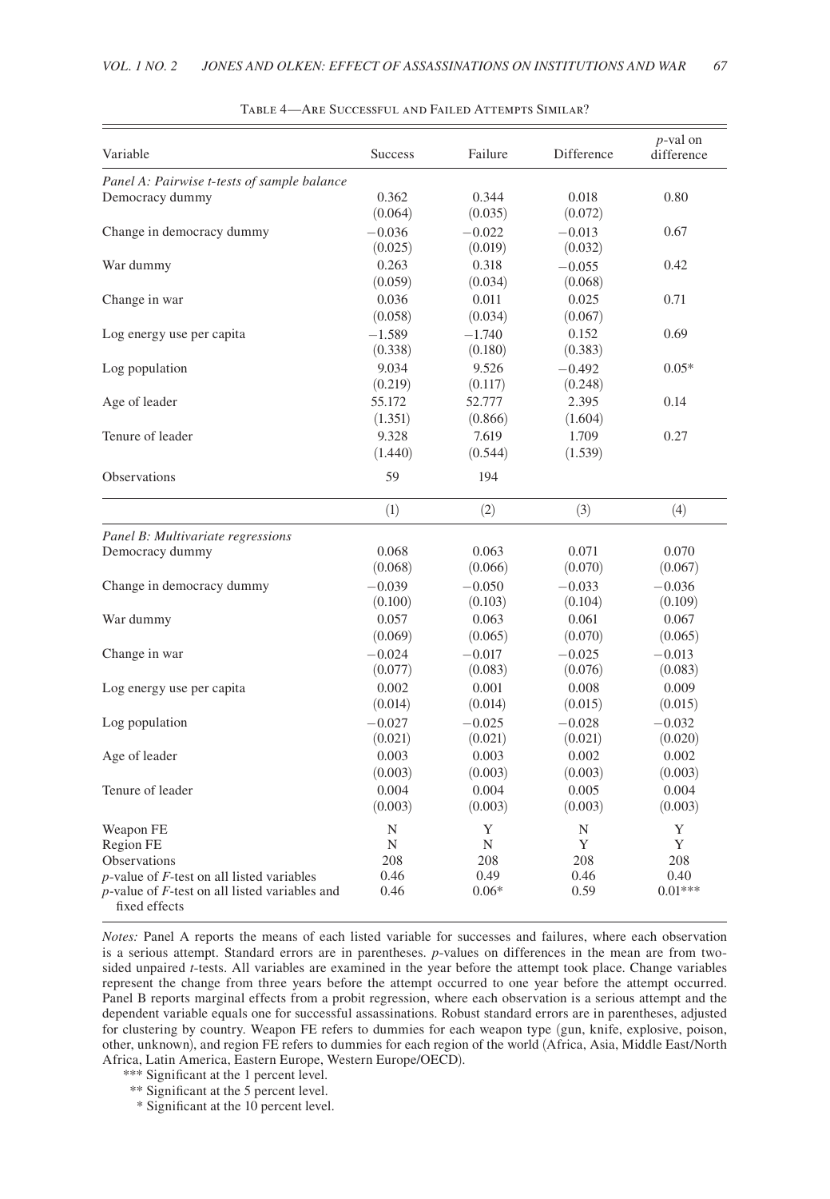Table 4—Are Successful and Failed Attempts Similar?

| Variable | Success | Failure | Difference | $p$-val on difference |
|---|---|---|---|---|
| *Panel A: Pairwise t-tests of sample balance* | | | | |
| Democracy dummy | 0.362 | 0.344 | 0.018 | 0.80 |
| | (0.064) | (0.035) | (0.072) | |
| Change in democracy dummy | −0.036 | −0.022 | −0.013 | 0.67 |
| | (0.025) | (0.019) | (0.032) | |
| War dummy | 0.263 | 0.318 | −0.055 | 0.42 |
| | (0.059) | (0.034) | (0.068) | |
| Change in war | 0.036 | 0.011 | 0.025 | 0.71 |
| | (0.058) | (0.034) | (0.067) | |
| Log energy use per capita | −1.589 | −1.740 | 0.152 | 0.69 |
| | (0.338) | (0.180) | (0.383) | |
| Log population | 9.034 | 9.526 | −0.492 | 0.05* |
| | (0.219) | (0.117) | (0.248) | |
| Age of leader | 55.172 | 52.777 | 2.395 | 0.14 |
| | (1.351) | (0.866) | (1.604) | |
| Tenure of leader | 9.328 | 7.619 | 1.709 | 0.27 |
| | (1.440) | (0.544) | (1.539) | |
| Observations | 59 | 194 | | |

| | (1) | (2) | (3) | (4) |
|---|---|---|---|---|
| *Panel B: Multivariate regressions* | | | | |
| Democracy dummy | 0.068 | 0.063 | 0.071 | 0.070 |
| | (0.068) | (0.066) | (0.070) | (0.067) |
| Change in democracy dummy | −0.039 | −0.050 | −0.033 | −0.036 |
| | (0.100) | (0.103) | (0.104) | (0.109) |
| War dummy | 0.057 | 0.063 | 0.061 | 0.067 |
| | (0.069) | (0.065) | (0.070) | (0.065) |
| Change in war | −0.024 | −0.017 | −0.025 | −0.013 |
| | (0.077) | (0.083) | (0.076) | (0.083) |
| Log energy use per capita | 0.002 | 0.001 | 0.008 | 0.009 |
| | (0.014) | (0.014) | (0.015) | (0.015) |
| Log population | −0.027 | −0.025 | −0.028 | −0.032 |
| | (0.021) | (0.021) | (0.021) | (0.020) |
| Age of leader | 0.003 | 0.003 | 0.002 | 0.002 |
| | (0.003) | (0.003) | (0.003) | (0.003) |
| Tenure of leader | 0.004 | 0.004 | 0.005 | 0.004 |
| | (0.003) | (0.003) | (0.003) | (0.003) |
| Weapon FE | N | Y | N | Y |
| Region FE | N | N | Y | Y |
| Observations | 208 | 208 | 208 | 208 |
| $p$-value of $F$-test on all listed variables | 0.46 | 0.49 | 0.46 | 0.40 |
| $p$-value of $F$-test on all listed variables and fixed effects | 0.46 | 0.06* | 0.59 | 0.01*** |

*Notes:* Panel A reports the means of each listed variable for successes and failures, where each observation is a serious attempt. Standard errors are in parentheses. $p$-values on differences in the mean are from two-sided unpaired $t$-tests. All variables are examined in the year before the attempt took place. Change variables represent the change from three years before the attempt occurred to one year before the attempt occurred. Panel B reports marginal effects from a probit regression, where each observation is a serious attempt and the dependent variable equals one for successful assassinations. Robust standard errors are in parentheses, adjusted for clustering by country. Weapon FE refers to dummies for each weapon type (gun, knife, explosive, poison, other, unknown), and region FE refers to dummies for each region of the world (Africa, Asia, Middle East/North Africa, Latin America, Eastern Europe, Western Europe/OECD).

*** Significant at the 1 percent level.

** Significant at the 5 percent level.

* Significant at the 10 percent level.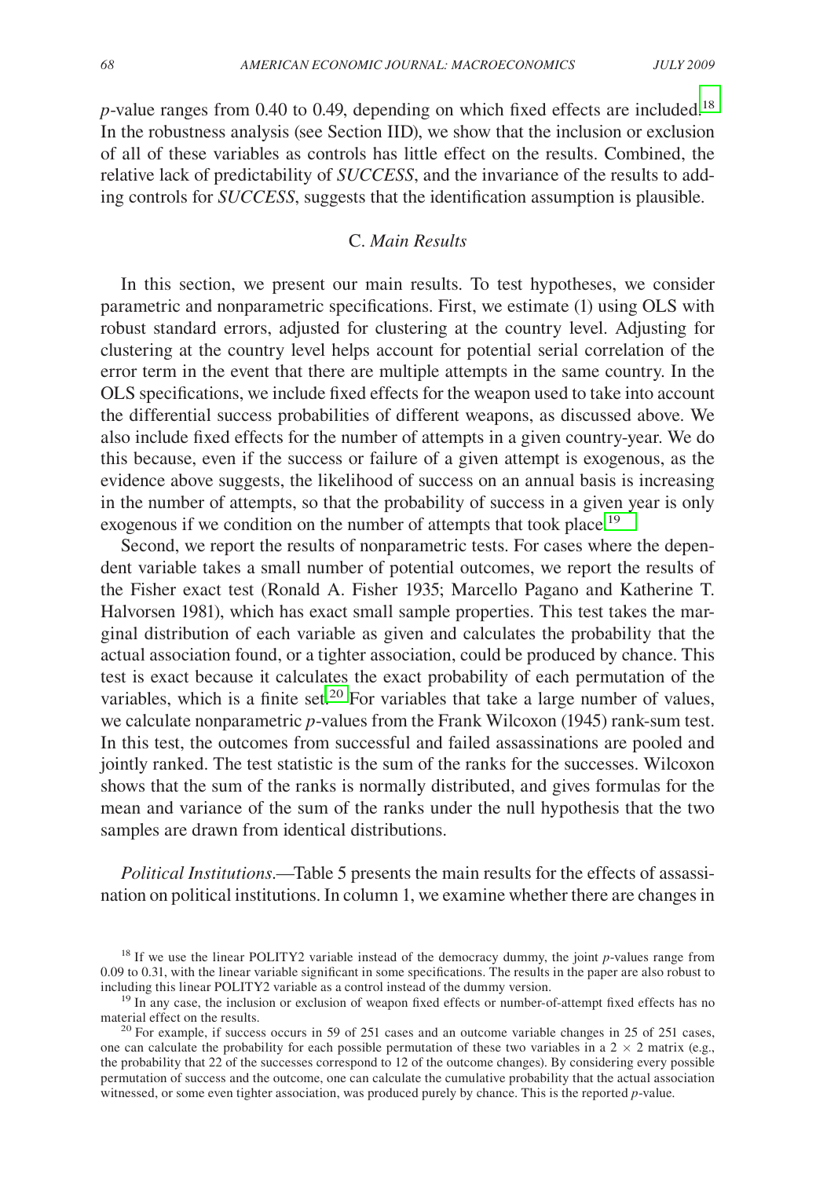*p*-value ranges from 0.40 to 0.49, depending on which fixed effects are included.[18] In the robustness analysis (see Section IID), we show that the inclusion or exclusion of all of these variables as controls has little effect on the results. Combined, the relative lack of predictability of *SUCCESS*, and the invariance of the results to adding controls for *SUCCESS*, suggests that the identification assumption is plausible.

### C. *Main Results*

In this section, we present our main results. To test hypotheses, we consider parametric and nonparametric specifications. First, we estimate (1) using OLS with robust standard errors, adjusted for clustering at the country level. Adjusting for clustering at the country level helps account for potential serial correlation of the error term in the event that there are multiple attempts in the same country. In the OLS specifications, we include fixed effects for the weapon used to take into account the differential success probabilities of different weapons, as discussed above. We also include fixed effects for the number of attempts in a given country-year. We do this because, even if the success or failure of a given attempt is exogenous, as the evidence above suggests, the likelihood of success on an annual basis is increasing in the number of attempts, so that the probability of success in a given year is only exogenous if we condition on the number of attempts that took place.[19]

Second, we report the results of nonparametric tests. For cases where the dependent variable takes a small number of potential outcomes, we report the results of the Fisher exact test (Ronald A. Fisher 1935; Marcello Pagano and Katherine T. Halvorsen 1981), which has exact small sample properties. This test takes the marginal distribution of each variable as given and calculates the probability that the actual association found, or a tighter association, could be produced by chance. This test is exact because it calculates the exact probability of each permutation of the variables, which is a finite set.[20] For variables that take a large number of values, we calculate nonparametric *p*-values from the Frank Wilcoxon (1945) rank-sum test. In this test, the outcomes from successful and failed assassinations are pooled and jointly ranked. The test statistic is the sum of the ranks for the successes. Wilcoxon shows that the sum of the ranks is normally distributed, and gives formulas for the mean and variance of the sum of the ranks under the null hypothesis that the two samples are drawn from identical distributions.

*Political Institutions*.—Table 5 presents the main results for the effects of assassination on political institutions. In column 1, we examine whether there are changes in

[18] If we use the linear POLITY2 variable instead of the democracy dummy, the joint *p*-values range from 0.09 to 0.31, with the linear variable significant in some specifications. The results in the paper are also robust to including this linear POLITY2 variable as a control instead of the dummy version.

[19] In any case, the inclusion or exclusion of weapon fixed effects or number-of-attempt fixed effects has no material effect on the results.

[20] For example, if success occurs in 59 of 251 cases and an outcome variable changes in 25 of 251 cases, one can calculate the probability for each possible permutation of these two variables in a $2 \times 2$ matrix (e.g., the probability that 22 of the successes correspond to 12 of the outcome changes). By considering every possible permutation of success and the outcome, one can calculate the cumulative probability that the actual association witnessed, or some even tighter association, was produced purely by chance. This is the reported *p*-value.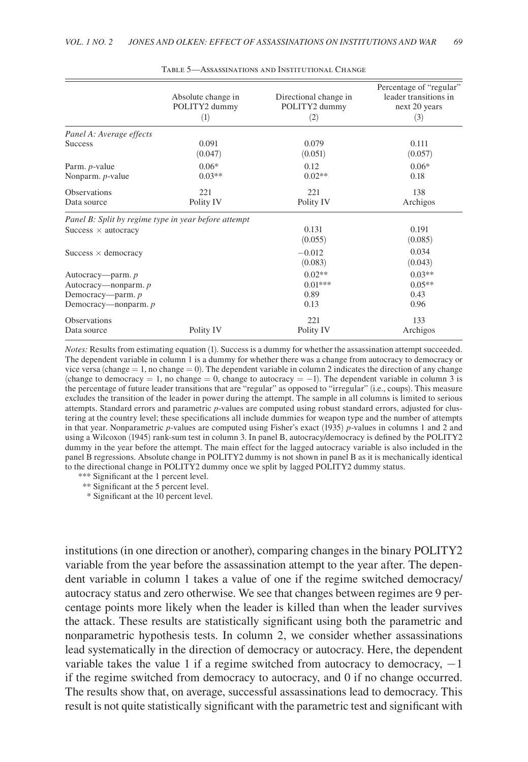Table 5—Assassinations and Institutional Change

| | Absolute change in POLITY2 dummy (1) | Directional change in POLITY2 dummy (2) | Percentage of "regular" leader transitions in next 20 years (3) |
|---|---|---|---|
| *Panel A: Average effects* | | | |
| Success | 0.091 | 0.079 | 0.111 |
| | (0.047) | (0.051) | (0.057) |
| Parm. *p*-value | 0.06* | 0.12 | 0.06* |
| Nonparm. *p*-value | 0.03** | 0.02** | 0.18 |
| Observations | 221 | 221 | 138 |
| Data source | Polity IV | Polity IV | Archigos |
| *Panel B: Split by regime type in year before attempt* | | | |
| Success × autocracy | | 0.131 | 0.191 |
| | | (0.055) | (0.085) |
| Success × democracy | | −0.012 | 0.034 |
| | | (0.083) | (0.043) |
| Autocracy—parm. *p* | | 0.02** | 0.03** |
| Autocracy—nonparm. *p* | | 0.01*** | 0.05** |
| Democracy—parm. *p* | | 0.89 | 0.43 |
| Democracy—nonparm. *p* | | 0.13 | 0.96 |
| Observations | | 221 | 133 |
| Data source | Polity IV | Polity IV | Archigos |

*Notes:* Results from estimating equation (1). Success is a dummy for whether the assassination attempt succeeded. The dependent variable in column 1 is a dummy for whether there was a change from autocracy to democracy or vice versa (change = 1, no change = 0). The dependent variable in column 2 indicates the direction of any change (change to democracy = 1, no change = 0, change to autocracy = −1). The dependent variable in column 3 is the percentage of future leader transitions that are "regular" as opposed to "irregular" (i.e., coups). This measure excludes the transition of the leader in power during the attempt. The sample in all columns is limited to serious attempts. Standard errors and parametric *p*-values are computed using robust standard errors, adjusted for clustering at the country level; these specifications all include dummies for weapon type and the number of attempts in that year. Nonparametric *p*-values are computed using Fisher's exact (1935) *p*-values in columns 1 and 2 and using a Wilcoxon (1945) rank-sum test in column 3. In panel B, autocracy/democracy is defined by the POLITY2 dummy in the year before the attempt. The main effect for the lagged autocracy variable is also included in the panel B regressions. Absolute change in POLITY2 dummy is not shown in panel B as it is mechanically identical to the directional change in POLITY2 dummy once we split by lagged POLITY2 dummy status.

*** Significant at the 1 percent level.
** Significant at the 5 percent level.
* Significant at the 10 percent level.

institutions (in one direction or another), comparing changes in the binary POLITY2 variable from the year before the assassination attempt to the year after. The dependent variable in column 1 takes a value of one if the regime switched democracy/autocracy status and zero otherwise. We see that changes between regimes are 9 percentage points more likely when the leader is killed than when the leader survives the attack. These results are statistically significant using both the parametric and nonparametric hypothesis tests. In column 2, we consider whether assassinations lead systematically in the direction of democracy or autocracy. Here, the dependent variable takes the value 1 if a regime switched from autocracy to democracy, −1 if the regime switched from democracy to autocracy, and 0 if no change occurred. The results show that, on average, successful assassinations lead to democracy. This result is not quite statistically significant with the parametric test and significant with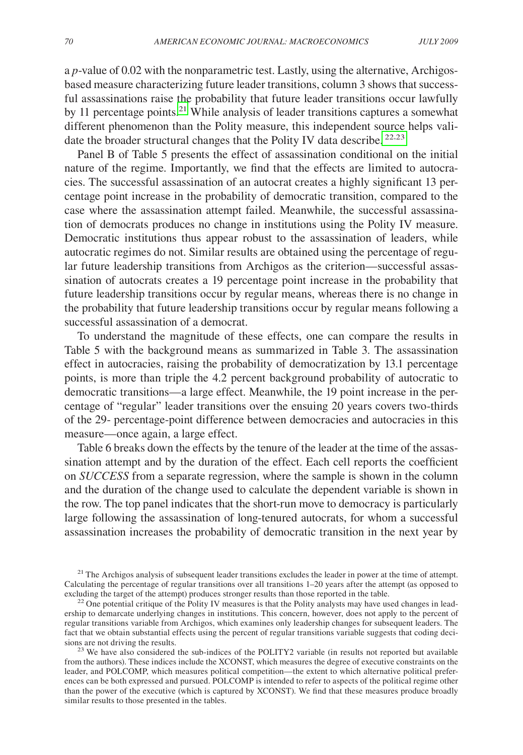a *p*-value of 0.02 with the nonparametric test. Lastly, using the alternative, Archigos-based measure characterizing future leader transitions, column 3 shows that successful assassinations raise the probability that future leader transitions occur lawfully by 11 percentage points.[21] While analysis of leader transitions captures a somewhat different phenomenon than the Polity measure, this independent source helps validate the broader structural changes that the Polity IV data describe.[22,23]

Panel B of Table 5 presents the effect of assassination conditional on the initial nature of the regime. Importantly, we find that the effects are limited to autocracies. The successful assassination of an autocrat creates a highly significant 13 percentage point increase in the probability of democratic transition, compared to the case where the assassination attempt failed. Meanwhile, the successful assassination of democrats produces no change in institutions using the Polity IV measure. Democratic institutions thus appear robust to the assassination of leaders, while autocratic regimes do not. Similar results are obtained using the percentage of regular future leadership transitions from Archigos as the criterion—successful assassination of autocrats creates a 19 percentage point increase in the probability that future leadership transitions occur by regular means, whereas there is no change in the probability that future leadership transitions occur by regular means following a successful assassination of a democrat.

To understand the magnitude of these effects, one can compare the results in Table 5 with the background means as summarized in Table 3. The assassination effect in autocracies, raising the probability of democratization by 13.1 percentage points, is more than triple the 4.2 percent background probability of autocratic to democratic transitions—a large effect. Meanwhile, the 19 point increase in the percentage of "regular" leader transitions over the ensuing 20 years covers two-thirds of the 29- percentage-point difference between democracies and autocracies in this measure—once again, a large effect.

Table 6 breaks down the effects by the tenure of the leader at the time of the assassination attempt and by the duration of the effect. Each cell reports the coefficient on *SUCCESS* from a separate regression, where the sample is shown in the column and the duration of the change used to calculate the dependent variable is shown in the row. The top panel indicates that the short-run move to democracy is particularly large following the assassination of long-tenured autocrats, for whom a successful assassination increases the probability of democratic transition in the next year by

[21] The Archigos analysis of subsequent leader transitions excludes the leader in power at the time of attempt. Calculating the percentage of regular transitions over all transitions 1–20 years after the attempt (as opposed to excluding the target of the attempt) produces stronger results than those reported in the table.

[22] One potential critique of the Polity IV measures is that the Polity analysts may have used changes in leadership to demarcate underlying changes in institutions. This concern, however, does not apply to the percent of regular transitions variable from Archigos, which examines only leadership changes for subsequent leaders. The fact that we obtain substantial effects using the percent of regular transitions variable suggests that coding decisions are not driving the results.

[23] We have also considered the sub-indices of the POLITY2 variable (in results not reported but available from the authors). These indices include the XCONST, which measures the degree of executive constraints on the leader, and POLCOMP, which measures political competition—the extent to which alternative political preferences can be both expressed and pursued. POLCOMP is intended to refer to aspects of the political regime other than the power of the executive (which is captured by XCONST). We find that these measures produce broadly similar results to those presented in the tables.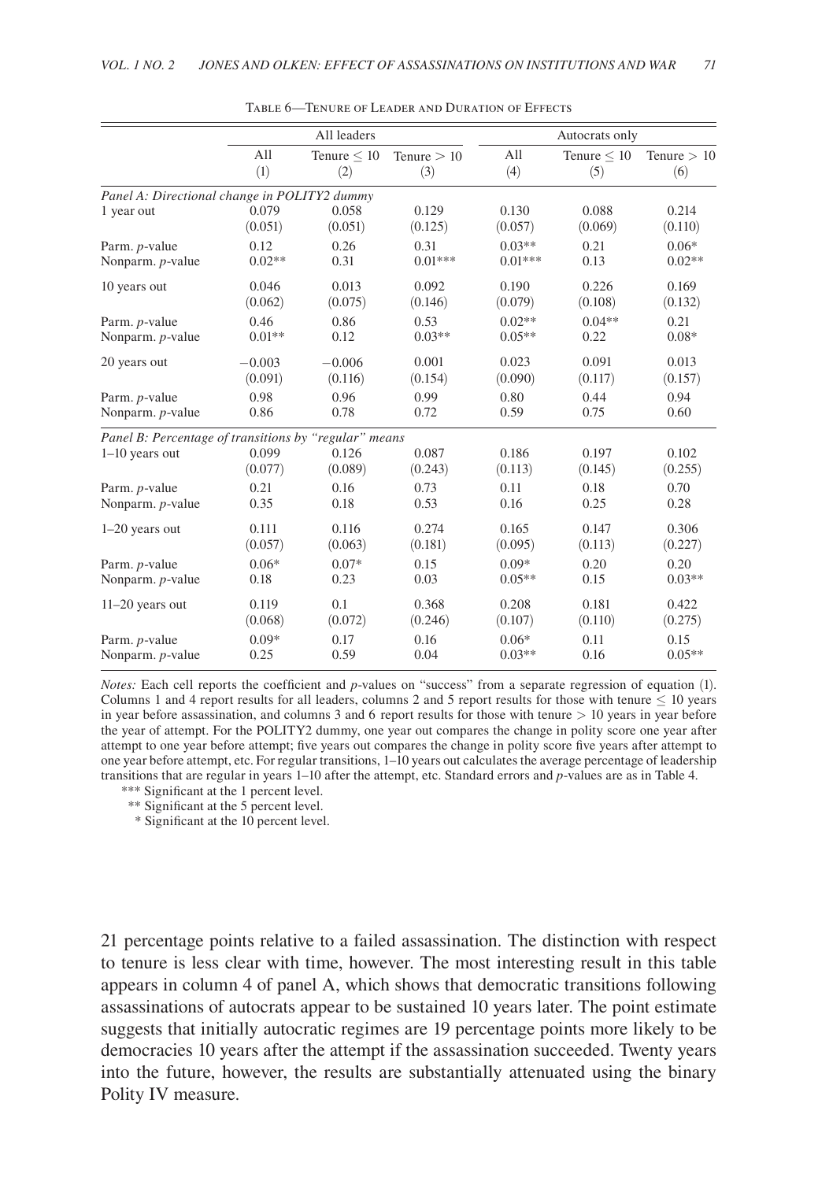Table 6—Tenure of Leader and Duration of Effects

| | All leaders | | | Autocrats only | | |
|---|---|---|---|---|---|---|
| | All (1) | Tenure $\leq$ 10 (2) | Tenure $>$ 10 (3) | All (4) | Tenure $\leq$ 10 (5) | Tenure $>$ 10 (6) |
| *Panel A: Directional change in POLITY2 dummy* | | | | | | |
| 1 year out | 0.079 | 0.058 | 0.129 | 0.130 | 0.088 | 0.214 |
| | (0.051) | (0.051) | (0.125) | (0.057) | (0.069) | (0.110) |
| Parm. *p*-value | 0.12 | 0.26 | 0.31 | 0.03** | 0.21 | 0.06* |
| Nonparm. *p*-value | 0.02** | 0.31 | 0.01*** | 0.01*** | 0.13 | 0.02** |
| 10 years out | 0.046 | 0.013 | 0.092 | 0.190 | 0.226 | 0.169 |
| | (0.062) | (0.075) | (0.146) | (0.079) | (0.108) | (0.132) |
| Parm. *p*-value | 0.46 | 0.86 | 0.53 | 0.02** | 0.04** | 0.21 |
| Nonparm. *p*-value | 0.01** | 0.12 | 0.03** | 0.05** | 0.22 | 0.08* |
| 20 years out | −0.003 | −0.006 | 0.001 | 0.023 | 0.091 | 0.013 |
| | (0.091) | (0.116) | (0.154) | (0.090) | (0.117) | (0.157) |
| Parm. *p*-value | 0.98 | 0.96 | 0.99 | 0.80 | 0.44 | 0.94 |
| Nonparm. *p*-value | 0.86 | 0.78 | 0.72 | 0.59 | 0.75 | 0.60 |
| *Panel B: Percentage of transitions by "regular" means* | | | | | | |
| 1–10 years out | 0.099 | 0.126 | 0.087 | 0.186 | 0.197 | 0.102 |
| | (0.077) | (0.089) | (0.243) | (0.113) | (0.145) | (0.255) |
| Parm. *p*-value | 0.21 | 0.16 | 0.73 | 0.11 | 0.18 | 0.70 |
| Nonparm. *p*-value | 0.35 | 0.18 | 0.53 | 0.16 | 0.25 | 0.28 |
| 1–20 years out | 0.111 | 0.116 | 0.274 | 0.165 | 0.147 | 0.306 |
| | (0.057) | (0.063) | (0.181) | (0.095) | (0.113) | (0.227) |
| Parm. *p*-value | 0.06* | 0.07* | 0.15 | 0.09* | 0.20 | 0.20 |
| Nonparm. *p*-value | 0.18 | 0.23 | 0.03 | 0.05** | 0.15 | 0.03** |
| 11–20 years out | 0.119 | 0.1 | 0.368 | 0.208 | 0.181 | 0.422 |
| | (0.068) | (0.072) | (0.246) | (0.107) | (0.110) | (0.275) |
| Parm. *p*-value | 0.09* | 0.17 | 0.16 | 0.06* | 0.11 | 0.15 |
| Nonparm. *p*-value | 0.25 | 0.59 | 0.04 | 0.03** | 0.16 | 0.05** |

*Notes:* Each cell reports the coefficient and *p*-values on "success" from a separate regression of equation (1). Columns 1 and 4 report results for all leaders, columns 2 and 5 report results for those with tenure $\leq$ 10 years in year before assassination, and columns 3 and 6 report results for those with tenure $>$ 10 years in year before the year of attempt. For the POLITY2 dummy, one year out compares the change in polity score one year after attempt to one year before attempt; five years out compares the change in polity score five years after attempt to one year before attempt, etc. For regular transitions, 1–10 years out calculates the average percentage of leadership transitions that are regular in years 1–10 after the attempt, etc. Standard errors and *p*-values are as in Table 4.

*** Significant at the 1 percent level.
** Significant at the 5 percent level.
* Significant at the 10 percent level.

21 percentage points relative to a failed assassination. The distinction with respect to tenure is less clear with time, however. The most interesting result in this table appears in column 4 of panel A, which shows that democratic transitions following assassinations of autocrats appear to be sustained 10 years later. The point estimate suggests that initially autocratic regimes are 19 percentage points more likely to be democracies 10 years after the attempt if the assassination succeeded. Twenty years into the future, however, the results are substantially attenuated using the binary Polity IV measure.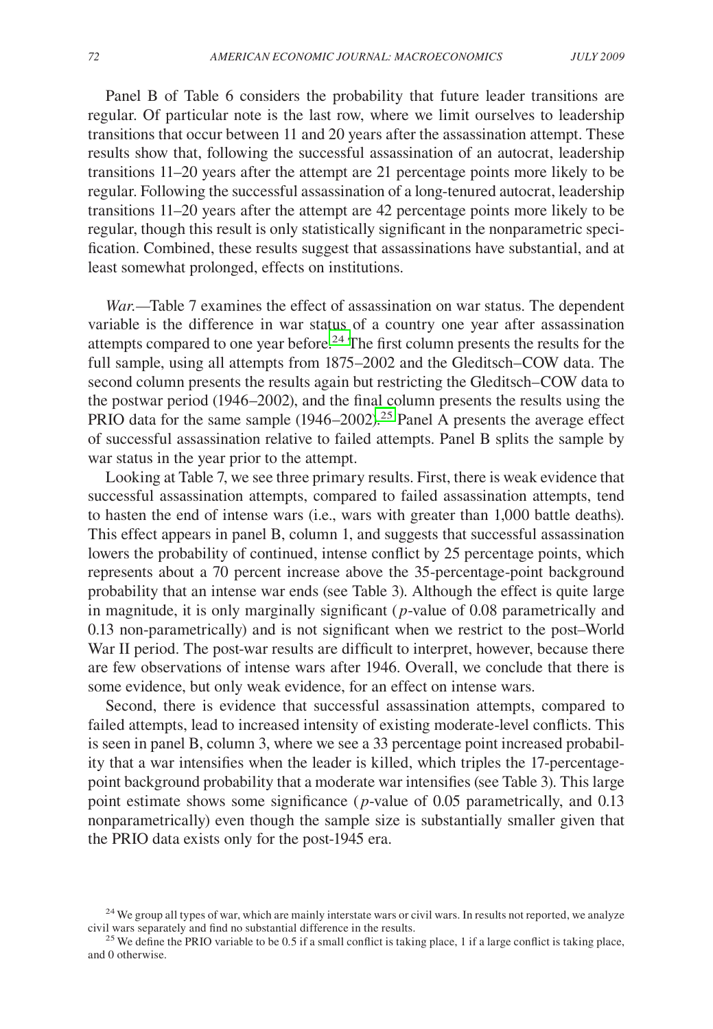Panel B of Table 6 considers the probability that future leader transitions are regular. Of particular note is the last row, where we limit ourselves to leadership transitions that occur between 11 and 20 years after the assassination attempt. These results show that, following the successful assassination of an autocrat, leadership transitions 11–20 years after the attempt are 21 percentage points more likely to be regular. Following the successful assassination of a long-tenured autocrat, leadership transitions 11–20 years after the attempt are 42 percentage points more likely to be regular, though this result is only statistically significant in the nonparametric specification. Combined, these results suggest that assassinations have substantial, and at least somewhat prolonged, effects on institutions.

*War.*—Table 7 examines the effect of assassination on war status. The dependent variable is the difference in war status of a country one year after assassination attempts compared to one year before.[24] The first column presents the results for the full sample, using all attempts from 1875–2002 and the Gleditsch–COW data. The second column presents the results again but restricting the Gleditsch–COW data to the postwar period (1946–2002), and the final column presents the results using the PRIO data for the same sample (1946–2002).[25] Panel A presents the average effect of successful assassination relative to failed attempts. Panel B splits the sample by war status in the year prior to the attempt.

Looking at Table 7, we see three primary results. First, there is weak evidence that successful assassination attempts, compared to failed assassination attempts, tend to hasten the end of intense wars (i.e., wars with greater than 1,000 battle deaths). This effect appears in panel B, column 1, and suggests that successful assassination lowers the probability of continued, intense conflict by 25 percentage points, which represents about a 70 percent increase above the 35-percentage-point background probability that an intense war ends (see Table 3). Although the effect is quite large in magnitude, it is only marginally significant ($p$-value of 0.08 parametrically and 0.13 non-parametrically) and is not significant when we restrict to the post–World War II period. The post-war results are difficult to interpret, however, because there are few observations of intense wars after 1946. Overall, we conclude that there is some evidence, but only weak evidence, for an effect on intense wars.

Second, there is evidence that successful assassination attempts, compared to failed attempts, lead to increased intensity of existing moderate-level conflicts. This is seen in panel B, column 3, where we see a 33 percentage point increased probability that a war intensifies when the leader is killed, which triples the 17-percentage-point background probability that a moderate war intensifies (see Table 3). This large point estimate shows some significance ($p$-value of 0.05 parametrically, and 0.13 nonparametrically) even though the sample size is substantially smaller given that the PRIO data exists only for the post-1945 era.

[24] We group all types of war, which are mainly interstate wars or civil wars. In results not reported, we analyze civil wars separately and find no substantial difference in the results.

[25] We define the PRIO variable to be 0.5 if a small conflict is taking place, 1 if a large conflict is taking place, and 0 otherwise.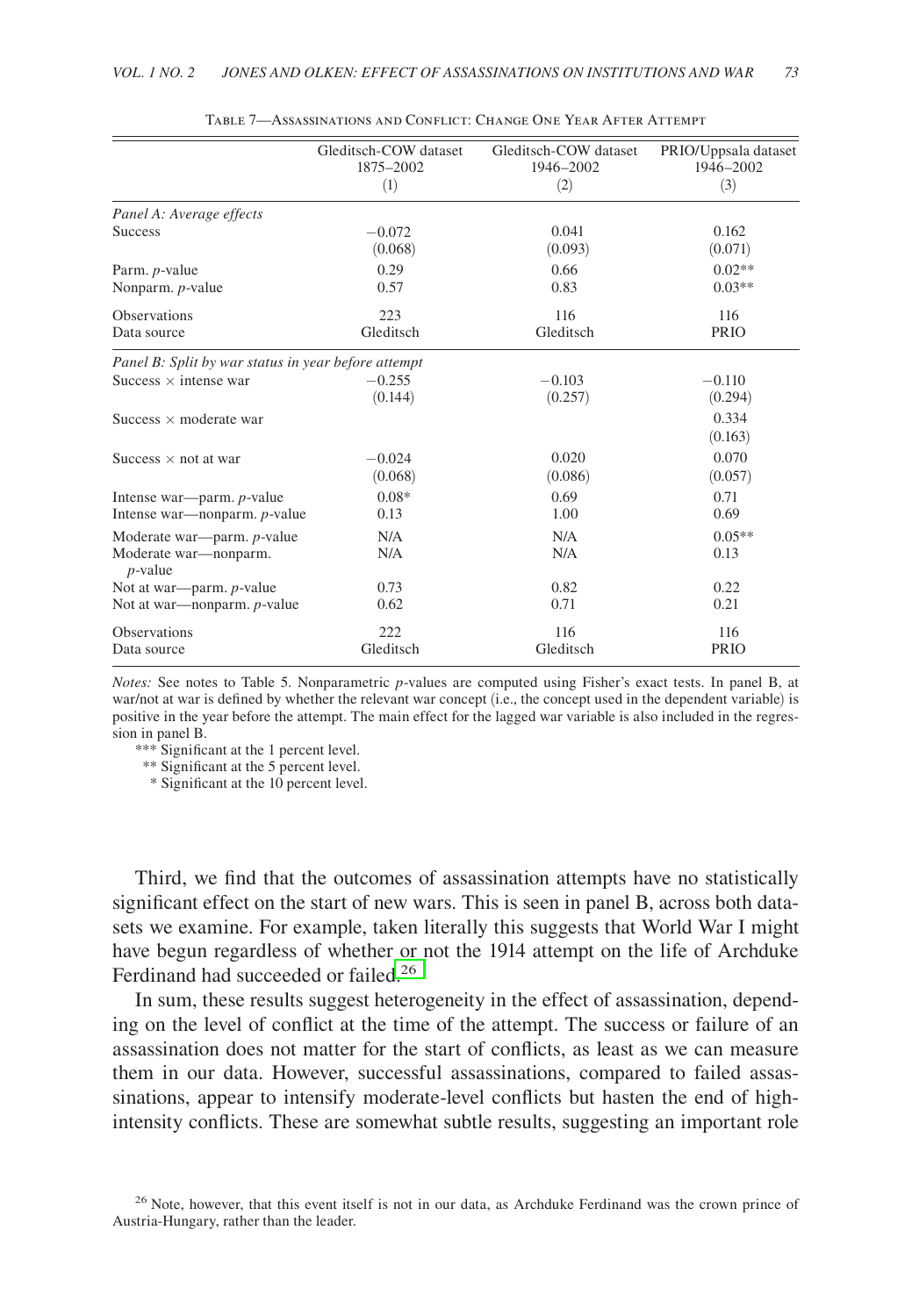Table 7—Assassinations and Conflict: Change One Year After Attempt

| | Gleditsch-COW dataset 1875–2002 (1) | Gleditsch-COW dataset 1946–2002 (2) | PRIO/Uppsala dataset 1946–2002 (3) |
|---|---|---|---|
| *Panel A: Average effects* | | | |
| Success | −0.072 | 0.041 | 0.162 |
| | (0.068) | (0.093) | (0.071) |
| Parm. $p$-value | 0.29 | 0.66 | 0.02** |
| Nonparm. $p$-value | 0.57 | 0.83 | 0.03** |
| Observations | 223 | 116 | 116 |
| Data source | Gleditsch | Gleditsch | PRIO |
| *Panel B: Split by war status in year before attempt* | | | |
| Success × intense war | −0.255 | −0.103 | −0.110 |
| | (0.144) | (0.257) | (0.294) |
| Success × moderate war | | | 0.334 |
| | | | (0.163) |
| Success × not at war | −0.024 | 0.020 | 0.070 |
| | (0.068) | (0.086) | (0.057) |
| Intense war—parm. $p$-value | 0.08* | 0.69 | 0.71 |
| Intense war—nonparm. $p$-value | 0.13 | 1.00 | 0.69 |
| Moderate war—parm. $p$-value | N/A | N/A | 0.05** |
| Moderate war—nonparm. $p$-value | N/A | N/A | 0.13 |
| Not at war—parm. $p$-value | 0.73 | 0.82 | 0.22 |
| Not at war—nonparm. $p$-value | 0.62 | 0.71 | 0.21 |
| Observations | 222 | 116 | 116 |
| Data source | Gleditsch | Gleditsch | PRIO |

*Notes:* See notes to Table 5. Nonparametric $p$-values are computed using Fisher's exact tests. In panel B, at war/not at war is defined by whether the relevant war concept (i.e., the concept used in the dependent variable) is positive in the year before the attempt. The main effect for the lagged war variable is also included in the regression in panel B.

*** Significant at the 1 percent level.
** Significant at the 5 percent level.
* Significant at the 10 percent level.

Third, we find that the outcomes of assassination attempts have no statistically significant effect on the start of new wars. This is seen in panel B, across both datasets we examine. For example, taken literally this suggests that World War I might have begun regardless of whether or not the 1914 attempt on the life of Archduke Ferdinand had succeeded or failed.[26]

In sum, these results suggest heterogeneity in the effect of assassination, depending on the level of conflict at the time of the attempt. The success or failure of an assassination does not matter for the start of conflicts, as least as we can measure them in our data. However, successful assassinations, compared to failed assassinations, appear to intensify moderate-level conflicts but hasten the end of high-intensity conflicts. These are somewhat subtle results, suggesting an important role

[26] Note, however, that this event itself is not in our data, as Archduke Ferdinand was the crown prince of Austria-Hungary, rather than the leader.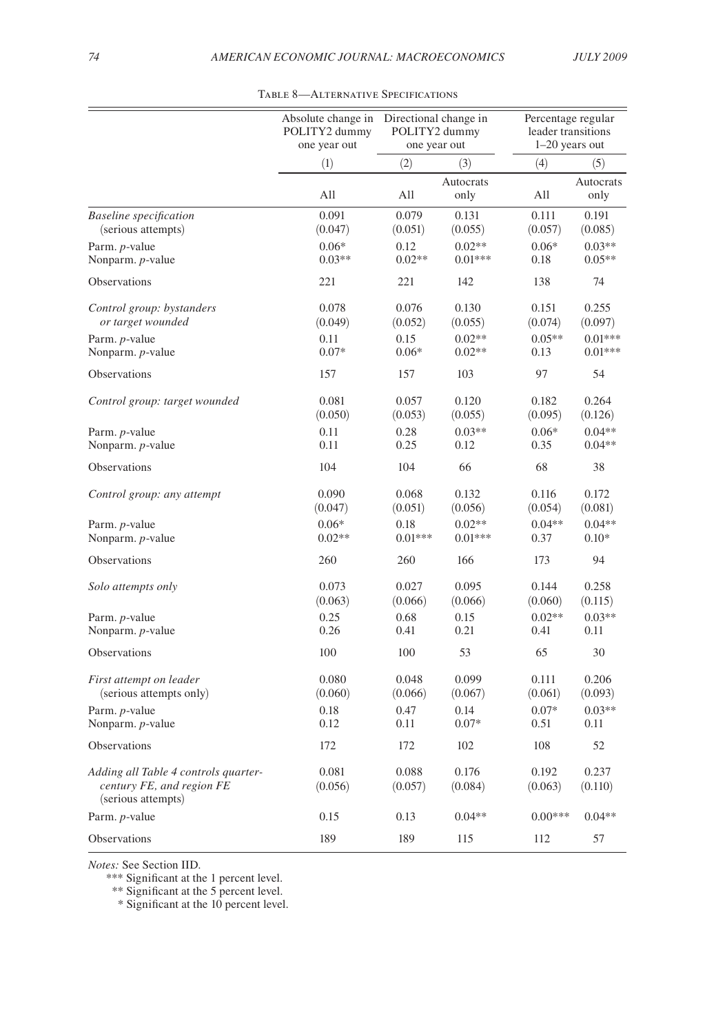Table 8—Alternative Specifications

| | Absolute change in POLITY2 dummy one year out | Directional change in POLITY2 dummy one year out | | Percentage regular leader transitions 1–20 years out | |
|---|---|---|---|---|---|
| | (1) | (2) | (3) | (4) | (5) |
| | All | All | Autocrats only | All | Autocrats only |
| *Baseline specification* (serious attempts) | 0.091 (0.047) | 0.079 (0.051) | 0.131 (0.055) | 0.111 (0.057) | 0.191 (0.085) |
| Parm. *p*-value | 0.06* | 0.12 | 0.02** | 0.06* | 0.03** |
| Nonparm. *p*-value | 0.03** | 0.02** | 0.01*** | 0.18 | 0.05** |
| Observations | 221 | 221 | 142 | 138 | 74 |
| *Control group: bystanders or target wounded* | 0.078 (0.049) | 0.076 (0.052) | 0.130 (0.055) | 0.151 (0.074) | 0.255 (0.097) |
| Parm. *p*-value | 0.11 | 0.15 | 0.02** | 0.05** | 0.01*** |
| Nonparm. *p*-value | 0.07* | 0.06* | 0.02** | 0.13 | 0.01*** |
| Observations | 157 | 157 | 103 | 97 | 54 |
| *Control group: target wounded* | 0.081 (0.050) | 0.057 (0.053) | 0.120 (0.055) | 0.182 (0.095) | 0.264 (0.126) |
| Parm. *p*-value | 0.11 | 0.28 | 0.03** | 0.06* | 0.04** |
| Nonparm. *p*-value | 0.11 | 0.25 | 0.12 | 0.35 | 0.04** |
| Observations | 104 | 104 | 66 | 68 | 38 |
| *Control group: any attempt* | 0.090 (0.047) | 0.068 (0.051) | 0.132 (0.056) | 0.116 (0.054) | 0.172 (0.081) |
| Parm. *p*-value | 0.06* | 0.18 | 0.02** | 0.04** | 0.04** |
| Nonparm. *p*-value | 0.02** | 0.01*** | 0.01*** | 0.37 | 0.10* |
| Observations | 260 | 260 | 166 | 173 | 94 |
| *Solo attempts only* | 0.073 (0.063) | 0.027 (0.066) | 0.095 (0.066) | 0.144 (0.060) | 0.258 (0.115) |
| Parm. *p*-value | 0.25 | 0.68 | 0.15 | 0.02** | 0.03** |
| Nonparm. *p*-value | 0.26 | 0.41 | 0.21 | 0.41 | 0.11 |
| Observations | 100 | 100 | 53 | 65 | 30 |
| *First attempt on leader* (serious attempts only) | 0.080 (0.060) | 0.048 (0.066) | 0.099 (0.067) | 0.111 (0.061) | 0.206 (0.093) |
| Parm. *p*-value | 0.18 | 0.47 | 0.14 | 0.07* | 0.03** |
| Nonparm. *p*-value | 0.12 | 0.11 | 0.07* | 0.51 | 0.11 |
| Observations | 172 | 172 | 102 | 108 | 52 |
| *Adding all Table 4 controls quarter-century FE, and region FE* (serious attempts) | 0.081 (0.056) | 0.088 (0.057) | 0.176 (0.084) | 0.192 (0.063) | 0.237 (0.110) |
| Parm. *p*-value | 0.15 | 0.13 | 0.04** | 0.00*** | 0.04** |
| Observations | 189 | 189 | 115 | 112 | 57 |

*Notes:* See Section IID.

*** Significant at the 1 percent level.

** Significant at the 5 percent level.

* Significant at the 10 percent level.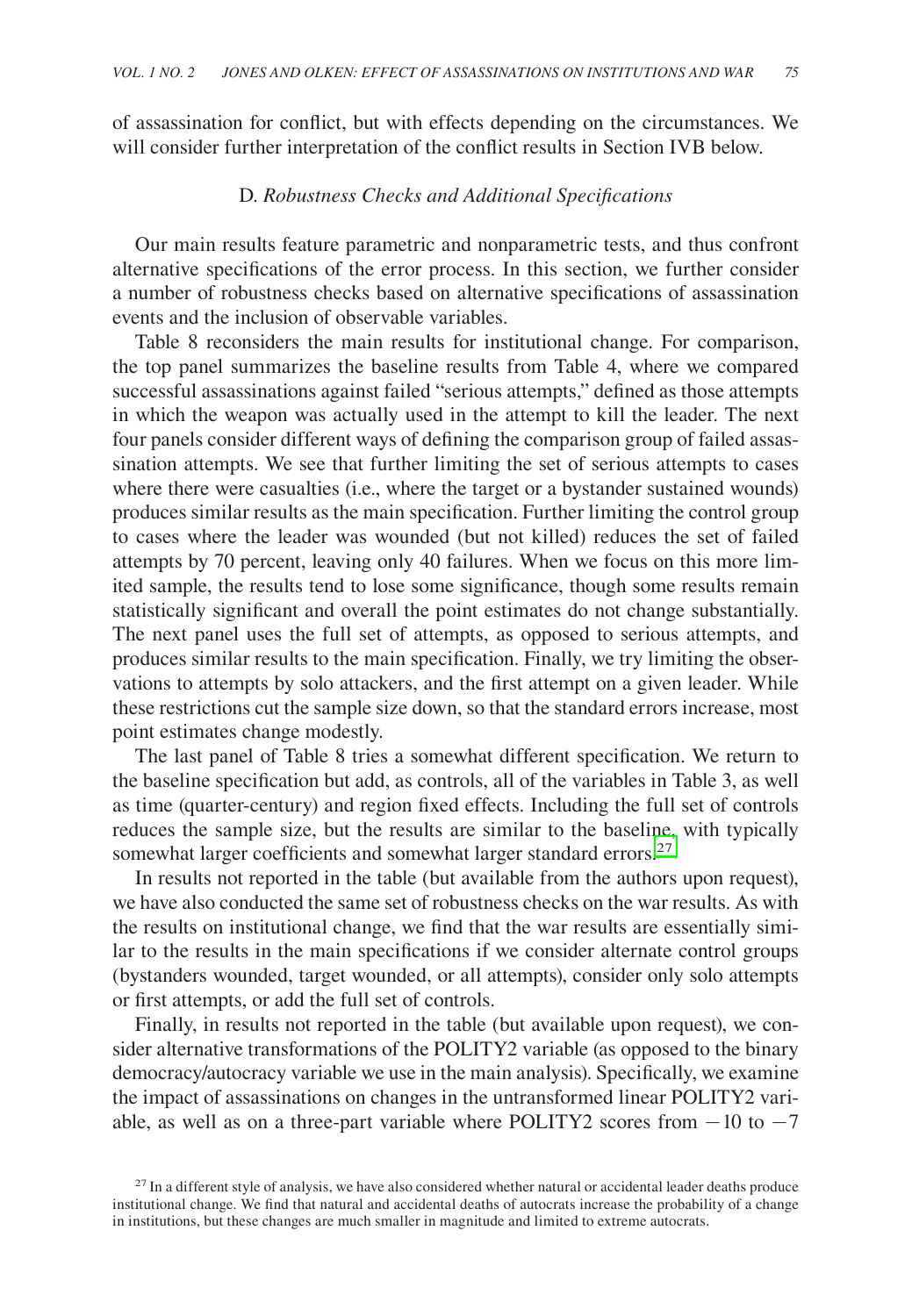of assassination for conflict, but with effects depending on the circumstances. We will consider further interpretation of the conflict results in Section IVB below.

### D. *Robustness Checks and Additional Specifications*

Our main results feature parametric and nonparametric tests, and thus confront alternative specifications of the error process. In this section, we further consider a number of robustness checks based on alternative specifications of assassination events and the inclusion of observable variables.

Table 8 reconsiders the main results for institutional change. For comparison, the top panel summarizes the baseline results from Table 4, where we compared successful assassinations against failed "serious attempts," defined as those attempts in which the weapon was actually used in the attempt to kill the leader. The next four panels consider different ways of defining the comparison group of failed assassination attempts. We see that further limiting the set of serious attempts to cases where there were casualties (i.e., where the target or a bystander sustained wounds) produces similar results as the main specification. Further limiting the control group to cases where the leader was wounded (but not killed) reduces the set of failed attempts by 70 percent, leaving only 40 failures. When we focus on this more limited sample, the results tend to lose some significance, though some results remain statistically significant and overall the point estimates do not change substantially. The next panel uses the full set of attempts, as opposed to serious attempts, and produces similar results to the main specification. Finally, we try limiting the observations to attempts by solo attackers, and the first attempt on a given leader. While these restrictions cut the sample size down, so that the standard errors increase, most point estimates change modestly.

The last panel of Table 8 tries a somewhat different specification. We return to the baseline specification but add, as controls, all of the variables in Table 3, as well as time (quarter-century) and region fixed effects. Including the full set of controls reduces the sample size, but the results are similar to the baseline, with typically somewhat larger coefficients and somewhat larger standard errors.[27]

In results not reported in the table (but available from the authors upon request), we have also conducted the same set of robustness checks on the war results. As with the results on institutional change, we find that the war results are essentially similar to the results in the main specifications if we consider alternate control groups (bystanders wounded, target wounded, or all attempts), consider only solo attempts or first attempts, or add the full set of controls.

Finally, in results not reported in the table (but available upon request), we consider alternative transformations of the POLITY2 variable (as opposed to the binary democracy/autocracy variable we use in the main analysis). Specifically, we examine the impact of assassinations on changes in the untransformed linear POLITY2 variable, as well as on a three-part variable where POLITY2 scores from $-10$ to $-7$

[27] In a different style of analysis, we have also considered whether natural or accidental leader deaths produce institutional change. We find that natural and accidental deaths of autocrats increase the probability of a change in institutions, but these changes are much smaller in magnitude and limited to extreme autocrats.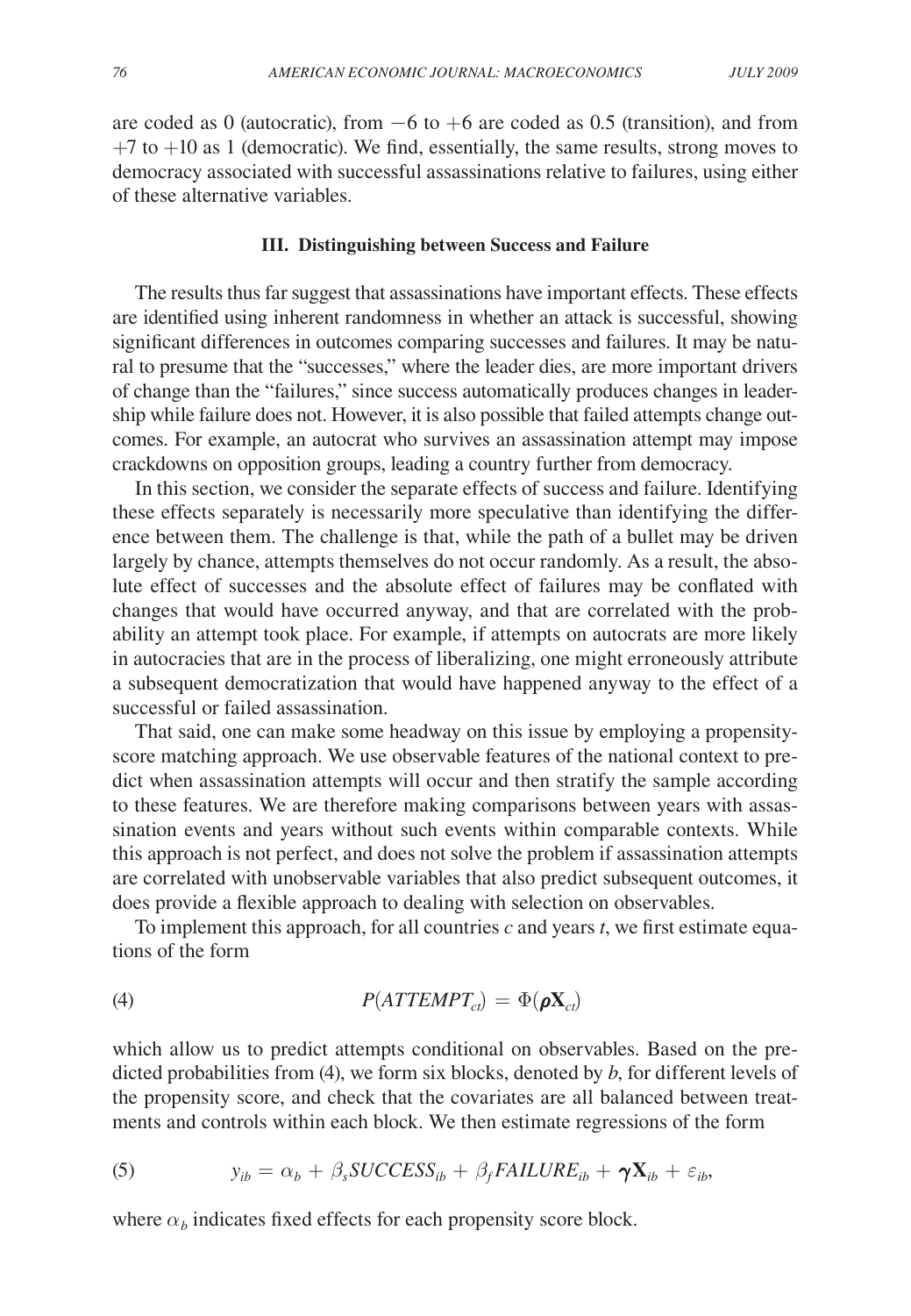are coded as 0 (autocratic), from −6 to +6 are coded as 0.5 (transition), and from +7 to +10 as 1 (democratic). We find, essentially, the same results, strong moves to democracy associated with successful assassinations relative to failures, using either of these alternative variables.

## III. Distinguishing between Success and Failure

The results thus far suggest that assassinations have important effects. These effects are identified using inherent randomness in whether an attack is successful, showing significant differences in outcomes comparing successes and failures. It may be natural to presume that the "successes," where the leader dies, are more important drivers of change than the "failures," since success automatically produces changes in leadership while failure does not. However, it is also possible that failed attempts change outcomes. For example, an autocrat who survives an assassination attempt may impose crackdowns on opposition groups, leading a country further from democracy.

In this section, we consider the separate effects of success and failure. Identifying these effects separately is necessarily more speculative than identifying the difference between them. The challenge is that, while the path of a bullet may be driven largely by chance, attempts themselves do not occur randomly. As a result, the absolute effect of successes and the absolute effect of failures may be conflated with changes that would have occurred anyway, and that are correlated with the probability an attempt took place. For example, if attempts on autocrats are more likely in autocracies that are in the process of liberalizing, one might erroneously attribute a subsequent democratization that would have happened anyway to the effect of a successful or failed assassination.

That said, one can make some headway on this issue by employing a propensity-score matching approach. We use observable features of the national context to predict when assassination attempts will occur and then stratify the sample according to these features. We are therefore making comparisons between years with assassination events and years without such events within comparable contexts. While this approach is not perfect, and does not solve the problem if assassination attempts are correlated with unobservable variables that also predict subsequent outcomes, it does provide a flexible approach to dealing with selection on observables.

To implement this approach, for all countries $c$ and years $t$, we first estimate equations of the form

$$P(ATTEMPT_{ct}) = \Phi(\boldsymbol{\rho}\mathbf{X}_{ct}) \tag{4}$$

which allow us to predict attempts conditional on observables. Based on the predicted probabilities from (4), we form six blocks, denoted by $b$, for different levels of the propensity score, and check that the covariates are all balanced between treatments and controls within each block. We then estimate regressions of the form

$$y_{ib} = \alpha_b + \beta_s SUCCESS_{ib} + \beta_f FAILURE_{ib} + \boldsymbol{\gamma}\mathbf{X}_{ib} + \varepsilon_{ib}, \tag{5}$$

where $\alpha_b$ indicates fixed effects for each propensity score block.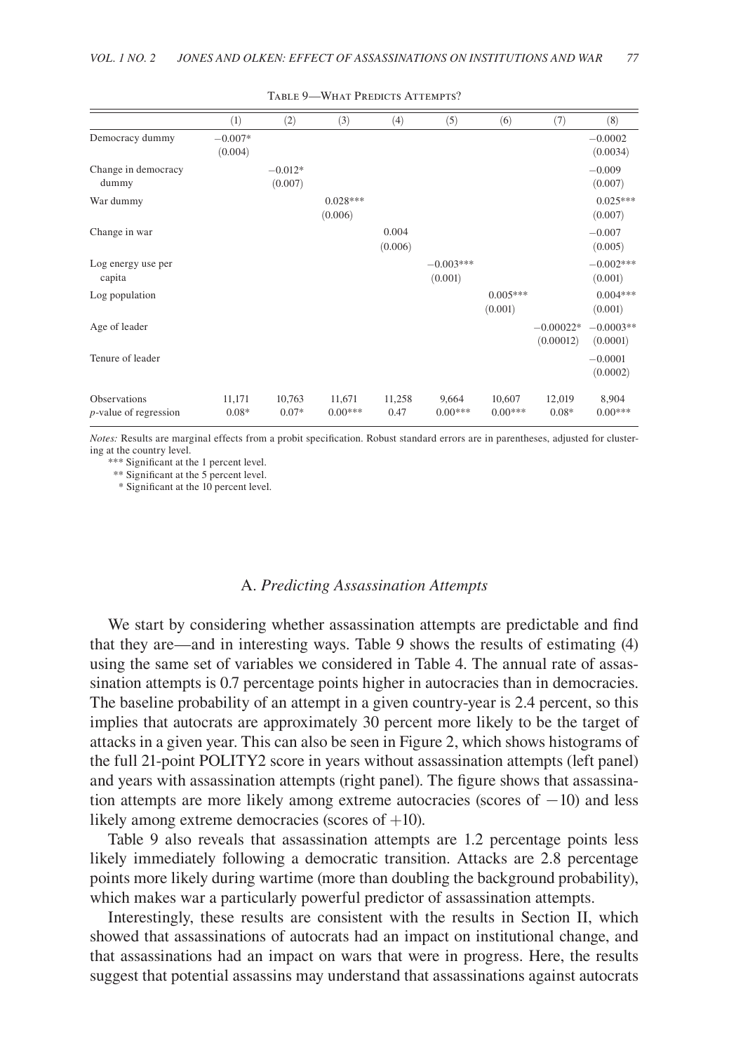Table 9—What Predicts Attempts?

| | (1) | (2) | (3) | (4) | (5) | (6) | (7) | (8) |
|---|---|---|---|---|---|---|---|---|
| Democracy dummy | −0.007* | | | | | | | −0.0002 |
| | (0.004) | | | | | | | (0.0034) |
| Change in democracy dummy | | −0.012* | | | | | | −0.009 |
| | | (0.007) | | | | | | (0.007) |
| War dummy | | | 0.028*** | | | | | 0.025*** |
| | | | (0.006) | | | | | (0.007) |
| Change in war | | | | 0.004 | | | | −0.007 |
| | | | | (0.006) | | | | (0.005) |
| Log energy use per capita | | | | | −0.003*** | | | −0.002*** |
| | | | | | (0.001) | | | (0.001) |
| Log population | | | | | | 0.005*** | | 0.004*** |
| | | | | | | (0.001) | | (0.001) |
| Age of leader | | | | | | | −0.00022* | −0.0003** |
| | | | | | | | (0.00012) | (0.0001) |
| Tenure of leader | | | | | | | | −0.0001 |
| | | | | | | | | (0.0002) |
| Observations | 11,171 | 10,763 | 11,671 | 11,258 | 9,664 | 10,607 | 12,019 | 8,904 |
| *p*-value of regression | 0.08* | 0.07* | 0.00*** | 0.47 | 0.00*** | 0.00*** | 0.08* | 0.00*** |

*Notes:* Results are marginal effects from a probit specification. Robust standard errors are in parentheses, adjusted for clustering at the country level.

*** Significant at the 1 percent level.

** Significant at the 5 percent level.

* Significant at the 10 percent level.

### A. *Predicting Assassination Attempts*

We start by considering whether assassination attempts are predictable and find that they are—and in interesting ways. Table 9 shows the results of estimating (4) using the same set of variables we considered in Table 4. The annual rate of assassination attempts is 0.7 percentage points higher in autocracies than in democracies. The baseline probability of an attempt in a given country-year is 2.4 percent, so this implies that autocrats are approximately 30 percent more likely to be the target of attacks in a given year. This can also be seen in Figure 2, which shows histograms of the full 21-point POLITY2 score in years without assassination attempts (left panel) and years with assassination attempts (right panel). The figure shows that assassination attempts are more likely among extreme autocracies (scores of $-10$) and less likely among extreme democracies (scores of $+10$).

Table 9 also reveals that assassination attempts are 1.2 percentage points less likely immediately following a democratic transition. Attacks are 2.8 percentage points more likely during wartime (more than doubling the background probability), which makes war a particularly powerful predictor of assassination attempts.

Interestingly, these results are consistent with the results in Section II, which showed that assassinations of autocrats had an impact on institutional change, and that assassinations had an impact on wars that were in progress. Here, the results suggest that potential assassins may understand that assassinations against autocrats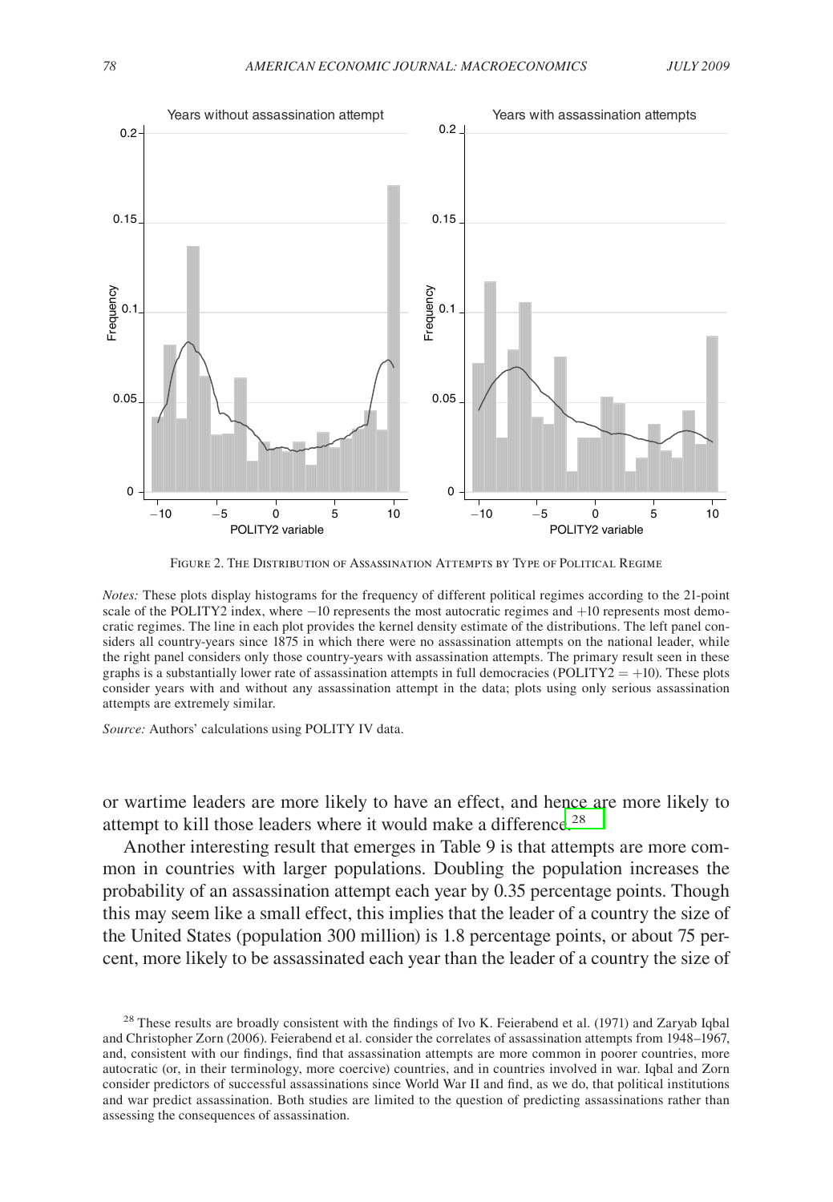FIGURE 2. THE DISTRIBUTION OF ASSASSINATION ATTEMPTS BY TYPE OF POLITICAL REGIME

*Notes:* These plots display histograms for the frequency of different political regimes according to the 21-point scale of the POLITY2 index, where −10 represents the most autocratic regimes and +10 represents most democratic regimes. The line in each plot provides the kernel density estimate of the distributions. The left panel considers all country-years since 1875 in which there were no assassination attempts on the national leader, while the right panel considers only those country-years with assassination attempts. The primary result seen in these graphs is a substantially lower rate of assassination attempts in full democracies (POLITY2 = +10). These plots consider years with and without any assassination attempt in the data; plots using only serious assassination attempts are extremely similar.

*Source:* Authors' calculations using POLITY IV data.

or wartime leaders are more likely to have an effect, and hence are more likely to attempt to kill those leaders where it would make a difference.[28]

Another interesting result that emerges in Table 9 is that attempts are more common in countries with larger populations. Doubling the population increases the probability of an assassination attempt each year by 0.35 percentage points. Though this may seem like a small effect, this implies that the leader of a country the size of the United States (population 300 million) is 1.8 percentage points, or about 75 percent, more likely to be assassinated each year than the leader of a country the size of

[28] These results are broadly consistent with the findings of Ivo K. Feierabend et al. (1971) and Zaryab Iqbal and Christopher Zorn (2006). Feierabend et al. consider the correlates of assassination attempts from 1948–1967, and, consistent with our findings, find that assassination attempts are more common in poorer countries, more autocratic (or, in their terminology, more coercive) countries, and in countries involved in war. Iqbal and Zorn consider predictors of successful assassinations since World War II and find, as we do, that political institutions and war predict assassination. Both studies are limited to the question of predicting assassinations rather than assessing the consequences of assassination.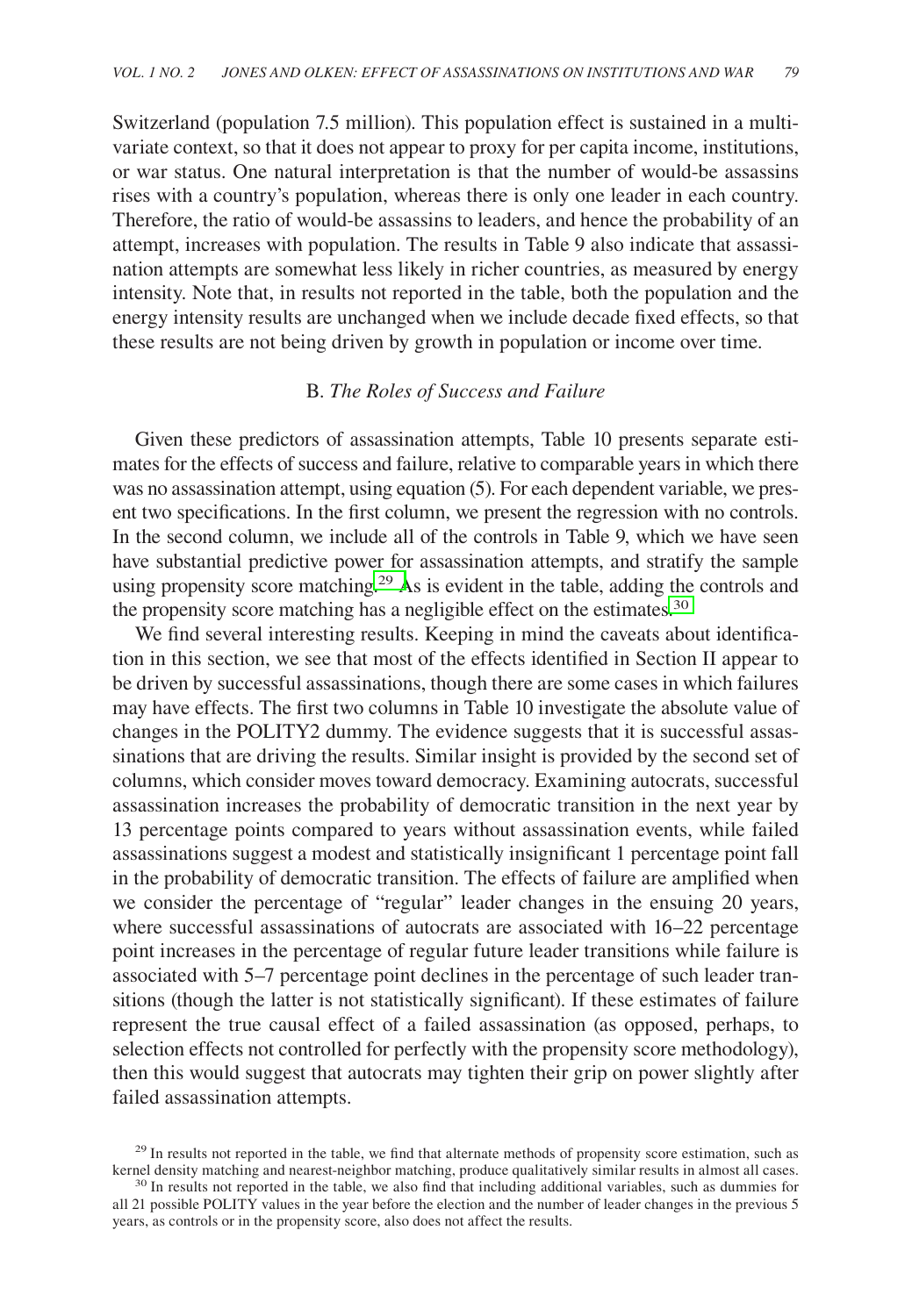Switzerland (population 7.5 million). This population effect is sustained in a multivariate context, so that it does not appear to proxy for per capita income, institutions, or war status. One natural interpretation is that the number of would-be assassins rises with a country's population, whereas there is only one leader in each country. Therefore, the ratio of would-be assassins to leaders, and hence the probability of an attempt, increases with population. The results in Table 9 also indicate that assassination attempts are somewhat less likely in richer countries, as measured by energy intensity. Note that, in results not reported in the table, both the population and the energy intensity results are unchanged when we include decade fixed effects, so that these results are not being driven by growth in population or income over time.

### B. *The Roles of Success and Failure*

Given these predictors of assassination attempts, Table 10 presents separate estimates for the effects of success and failure, relative to comparable years in which there was no assassination attempt, using equation (5). For each dependent variable, we present two specifications. In the first column, we present the regression with no controls. In the second column, we include all of the controls in Table 9, which we have seen have substantial predictive power for assassination attempts, and stratify the sample using propensity score matching.[29] As is evident in the table, adding the controls and the propensity score matching has a negligible effect on the estimates.[30]

We find several interesting results. Keeping in mind the caveats about identification in this section, we see that most of the effects identified in Section II appear to be driven by successful assassinations, though there are some cases in which failures may have effects. The first two columns in Table 10 investigate the absolute value of changes in the POLITY2 dummy. The evidence suggests that it is successful assassinations that are driving the results. Similar insight is provided by the second set of columns, which consider moves toward democracy. Examining autocrats, successful assassination increases the probability of democratic transition in the next year by 13 percentage points compared to years without assassination events, while failed assassinations suggest a modest and statistically insignificant 1 percentage point fall in the probability of democratic transition. The effects of failure are amplified when we consider the percentage of "regular" leader changes in the ensuing 20 years, where successful assassinations of autocrats are associated with 16–22 percentage point increases in the percentage of regular future leader transitions while failure is associated with 5–7 percentage point declines in the percentage of such leader transitions (though the latter is not statistically significant). If these estimates of failure represent the true causal effect of a failed assassination (as opposed, perhaps, to selection effects not controlled for perfectly with the propensity score methodology), then this would suggest that autocrats may tighten their grip on power slightly after failed assassination attempts.

[29] In results not reported in the table, we find that alternate methods of propensity score estimation, such as kernel density matching and nearest-neighbor matching, produce qualitatively similar results in almost all cases.

[30] In results not reported in the table, we also find that including additional variables, such as dummies for all 21 possible POLITY values in the year before the election and the number of leader changes in the previous 5 years, as controls or in the propensity score, also does not affect the results.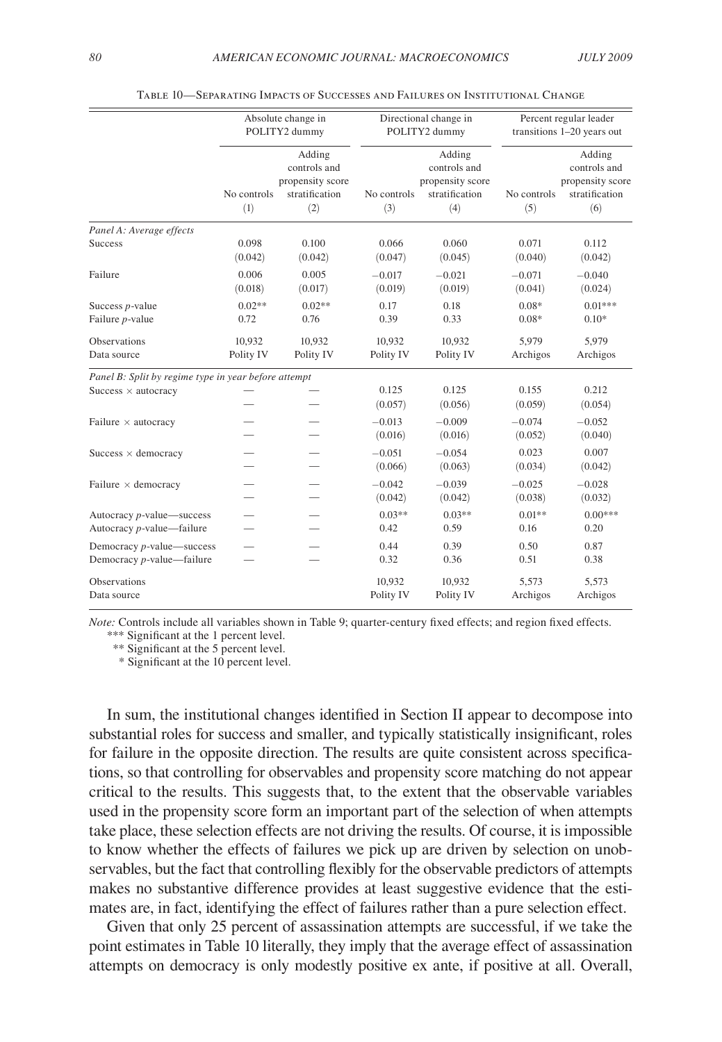Table 10—Separating Impacts of Successes and Failures on Institutional Change

| | Absolute change in POLITY2 dummy | | Directional change in POLITY2 dummy | | Percent regular leader transitions 1–20 years out | |
|---|---|---|---|---|---|---|
| | No controls | Adding controls and propensity score stratification | No controls | Adding controls and propensity score stratification | No controls | Adding controls and propensity score stratification |
| | (1) | (2) | (3) | (4) | (5) | (6) |
| *Panel A: Average effects* | | | | | | |
| Success | 0.098 | 0.100 | 0.066 | 0.060 | 0.071 | 0.112 |
| | (0.042) | (0.042) | (0.047) | (0.045) | (0.040) | (0.042) |
| Failure | 0.006 | 0.005 | −0.017 | −0.021 | −0.071 | −0.040 |
| | (0.018) | (0.017) | (0.019) | (0.019) | (0.041) | (0.024) |
| Success *p*-value | 0.02** | 0.02** | 0.17 | 0.18 | 0.08* | 0.01*** |
| Failure *p*-value | 0.72 | 0.76 | 0.39 | 0.33 | 0.08* | 0.10* |
| Observations | 10,932 | 10,932 | 10,932 | 10,932 | 5,979 | 5,979 |
| Data source | Polity IV | Polity IV | Polity IV | Polity IV | Archigos | Archigos |
| *Panel B: Split by regime type in year before attempt* | | | | | | |
| Success × autocracy | — | — | 0.125 | 0.125 | 0.155 | 0.212 |
| | — | — | (0.057) | (0.056) | (0.059) | (0.054) |
| Failure × autocracy | — | — | −0.013 | −0.009 | −0.074 | −0.052 |
| | — | — | (0.016) | (0.016) | (0.052) | (0.040) |
| Success × democracy | — | — | −0.051 | −0.054 | 0.023 | 0.007 |
| | — | — | (0.066) | (0.063) | (0.034) | (0.042) |
| Failure × democracy | — | — | −0.042 | −0.039 | −0.025 | −0.028 |
| | — | — | (0.042) | (0.042) | (0.038) | (0.032) |
| Autocracy *p*-value—success | — | — | 0.03** | 0.03** | 0.01** | 0.00*** |
| Autocracy *p*-value—failure | — | — | 0.42 | 0.59 | 0.16 | 0.20 |
| Democracy *p*-value—success | — | — | 0.44 | 0.39 | 0.50 | 0.87 |
| Democracy *p*-value—failure | — | — | 0.32 | 0.36 | 0.51 | 0.38 |
| Observations | | | 10,932 | 10,932 | 5,573 | 5,573 |
| Data source | | | Polity IV | Polity IV | Archigos | Archigos |

*Note:* Controls include all variables shown in Table 9; quarter-century fixed effects; and region fixed effects.
*** Significant at the 1 percent level.
** Significant at the 5 percent level.
* Significant at the 10 percent level.

In sum, the institutional changes identified in Section II appear to decompose into substantial roles for success and smaller, and typically statistically insignificant, roles for failure in the opposite direction. The results are quite consistent across specifications, so that controlling for observables and propensity score matching do not appear critical to the results. This suggests that, to the extent that the observable variables used in the propensity score form an important part of the selection of when attempts take place, these selection effects are not driving the results. Of course, it is impossible to know whether the effects of failures we pick up are driven by selection on unobservables, but the fact that controlling flexibly for the observable predictors of attempts makes no substantive difference provides at least suggestive evidence that the estimates are, in fact, identifying the effect of failures rather than a pure selection effect.

Given that only 25 percent of assassination attempts are successful, if we take the point estimates in Table 10 literally, they imply that the average effect of assassination attempts on democracy is only modestly positive ex ante, if positive at all. Overall,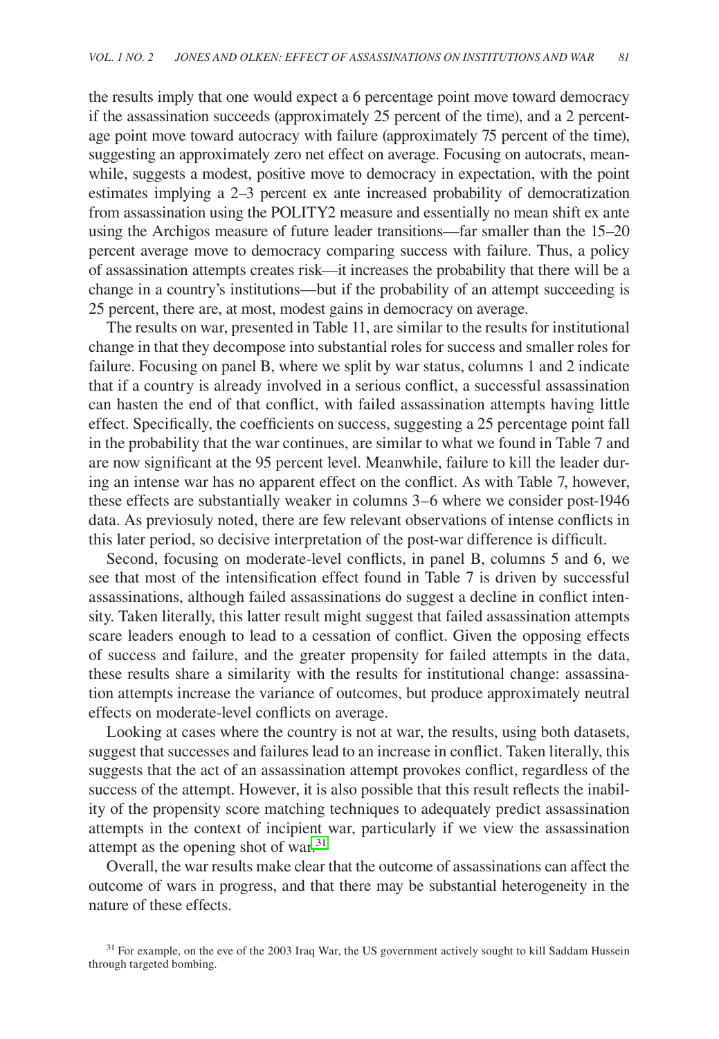the results imply that one would expect a 6 percentage point move toward democracy if the assassination succeeds (approximately 25 percent of the time), and a 2 percentage point move toward autocracy with failure (approximately 75 percent of the time), suggesting an approximately zero net effect on average. Focusing on autocrats, meanwhile, suggests a modest, positive move to democracy in expectation, with the point estimates implying a 2–3 percent ex ante increased probability of democratization from assassination using the POLITY2 measure and essentially no mean shift ex ante using the Archigos measure of future leader transitions—far smaller than the 15–20 percent average move to democracy comparing success with failure. Thus, a policy of assassination attempts creates risk—it increases the probability that there will be a change in a country's institutions—but if the probability of an attempt succeeding is 25 percent, there are, at most, modest gains in democracy on average.

The results on war, presented in Table 11, are similar to the results for institutional change in that they decompose into substantial roles for success and smaller roles for failure. Focusing on panel B, where we split by war status, columns 1 and 2 indicate that if a country is already involved in a serious conflict, a successful assassination can hasten the end of that conflict, with failed assassination attempts having little effect. Specifically, the coefficients on success, suggesting a 25 percentage point fall in the probability that the war continues, are similar to what we found in Table 7 and are now significant at the 95 percent level. Meanwhile, failure to kill the leader during an intense war has no apparent effect on the conflict. As with Table 7, however, these effects are substantially weaker in columns 3–6 where we consider post-1946 data. As previosuly noted, there are few relevant observations of intense conflicts in this later period, so decisive interpretation of the post-war difference is difficult.

Second, focusing on moderate-level conflicts, in panel B, columns 5 and 6, we see that most of the intensification effect found in Table 7 is driven by successful assassinations, although failed assassinations do suggest a decline in conflict intensity. Taken literally, this latter result might suggest that failed assassination attempts scare leaders enough to lead to a cessation of conflict. Given the opposing effects of success and failure, and the greater propensity for failed attempts in the data, these results share a similarity with the results for institutional change: assassination attempts increase the variance of outcomes, but produce approximately neutral effects on moderate-level conflicts on average.

Looking at cases where the country is not at war, the results, using both datasets, suggest that successes and failures lead to an increase in conflict. Taken literally, this suggests that the act of an assassination attempt provokes conflict, regardless of the success of the attempt. However, it is also possible that this result reflects the inability of the propensity score matching techniques to adequately predict assassination attempts in the context of incipient war, particularly if we view the assassination attempt as the opening shot of war.[31]

Overall, the war results make clear that the outcome of assassinations can affect the outcome of wars in progress, and that there may be substantial heterogeneity in the nature of these effects.

[31] For example, on the eve of the 2003 Iraq War, the US government actively sought to kill Saddam Hussein through targeted bombing.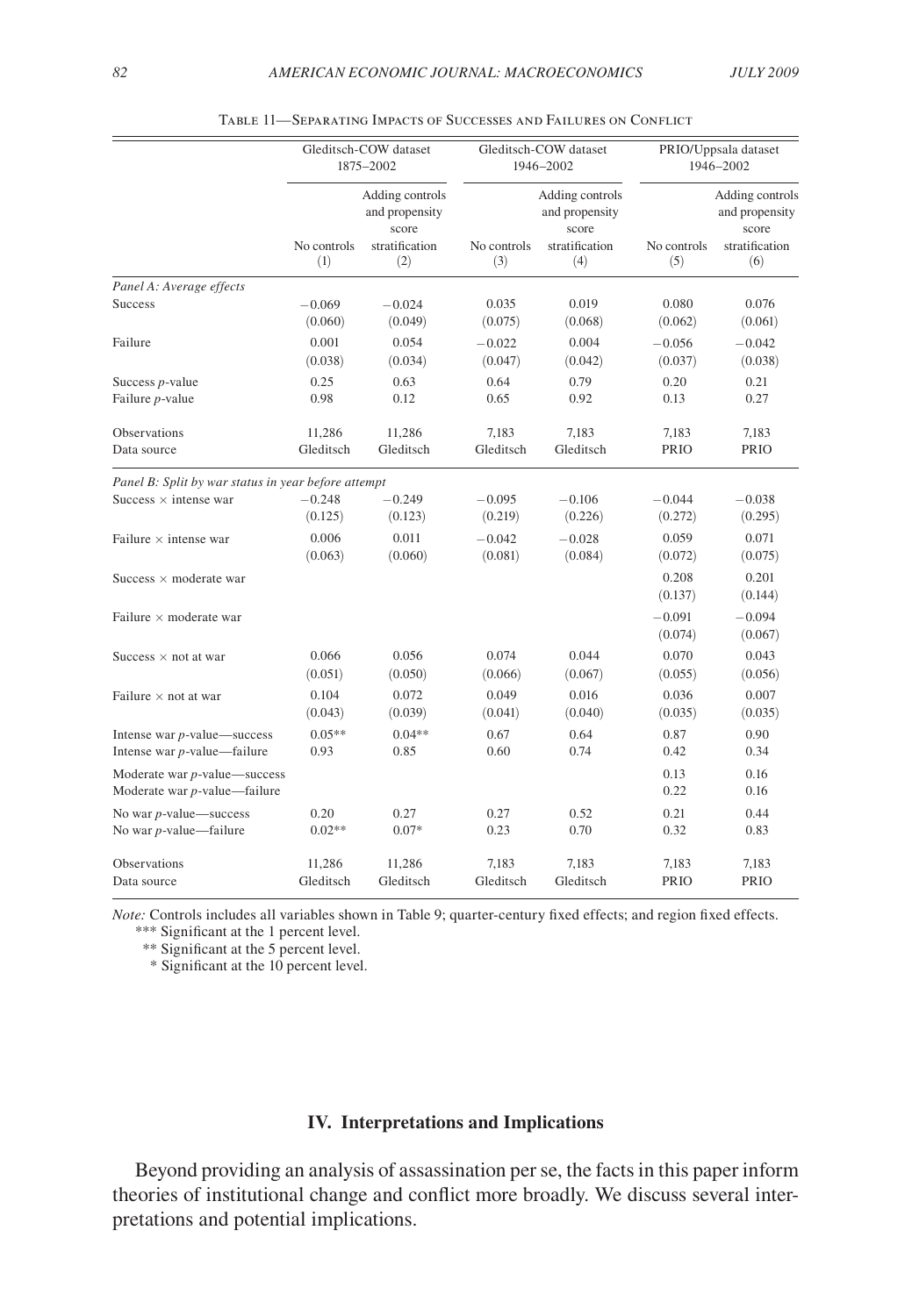Table 11—Separating Impacts of Successes and Failures on Conflict

| | Gleditsch-COW dataset 1875–2002 | | Gleditsch-COW dataset 1946–2002 | | PRIO/Uppsala dataset 1946–2002 | |
|---|---|---|---|---|---|---|
| | No controls (1) | Adding controls and propensity score stratification (2) | No controls (3) | Adding controls and propensity score stratification (4) | No controls (5) | Adding controls and propensity score stratification (6) |
| *Panel A: Average effects* | | | | | | |
| Success | −0.069 | −0.024 | 0.035 | 0.019 | 0.080 | 0.076 |
| | (0.060) | (0.049) | (0.075) | (0.068) | (0.062) | (0.061) |
| Failure | 0.001 | 0.054 | −0.022 | 0.004 | −0.056 | −0.042 |
| | (0.038) | (0.034) | (0.047) | (0.042) | (0.037) | (0.038) |
| Success *p*-value | 0.25 | 0.63 | 0.64 | 0.79 | 0.20 | 0.21 |
| Failure *p*-value | 0.98 | 0.12 | 0.65 | 0.92 | 0.13 | 0.27 |
| Observations | 11,286 | 11,286 | 7,183 | 7,183 | 7,183 | 7,183 |
| Data source | Gleditsch | Gleditsch | Gleditsch | Gleditsch | PRIO | PRIO |
| *Panel B: Split by war status in year before attempt* | | | | | | |
| Success × intense war | −0.248 | −0.249 | −0.095 | −0.106 | −0.044 | −0.038 |
| | (0.125) | (0.123) | (0.219) | (0.226) | (0.272) | (0.295) |
| Failure × intense war | 0.006 | 0.011 | −0.042 | −0.028 | 0.059 | 0.071 |
| | (0.063) | (0.060) | (0.081) | (0.084) | (0.072) | (0.075) |
| Success × moderate war | | | | | 0.208 | 0.201 |
| | | | | | (0.137) | (0.144) |
| Failure × moderate war | | | | | −0.091 | −0.094 |
| | | | | | (0.074) | (0.067) |
| Success × not at war | 0.066 | 0.056 | 0.074 | 0.044 | 0.070 | 0.043 |
| | (0.051) | (0.050) | (0.066) | (0.067) | (0.055) | (0.056) |
| Failure × not at war | 0.104 | 0.072 | 0.049 | 0.016 | 0.036 | 0.007 |
| | (0.043) | (0.039) | (0.041) | (0.040) | (0.035) | (0.035) |
| Intense war *p*-value—success | 0.05** | 0.04** | 0.67 | 0.64 | 0.87 | 0.90 |
| Intense war *p*-value—failure | 0.93 | 0.85 | 0.60 | 0.74 | 0.42 | 0.34 |
| Moderate war *p*-value—success | | | | | 0.13 | 0.16 |
| Moderate war *p*-value—failure | | | | | 0.22 | 0.16 |
| No war *p*-value—success | 0.20 | 0.27 | 0.27 | 0.52 | 0.21 | 0.44 |
| No war *p*-value—failure | 0.02** | 0.07* | 0.23 | 0.70 | 0.32 | 0.83 |
| Observations | 11,286 | 11,286 | 7,183 | 7,183 | 7,183 | 7,183 |
| Data source | Gleditsch | Gleditsch | Gleditsch | Gleditsch | PRIO | PRIO |

*Note:* Controls includes all variables shown in Table 9; quarter-century fixed effects; and region fixed effects.
*** Significant at the 1 percent level.
** Significant at the 5 percent level.
* Significant at the 10 percent level.

## IV. Interpretations and Implications

Beyond providing an analysis of assassination per se, the facts in this paper inform theories of institutional change and conflict more broadly. We discuss several interpretations and potential implications.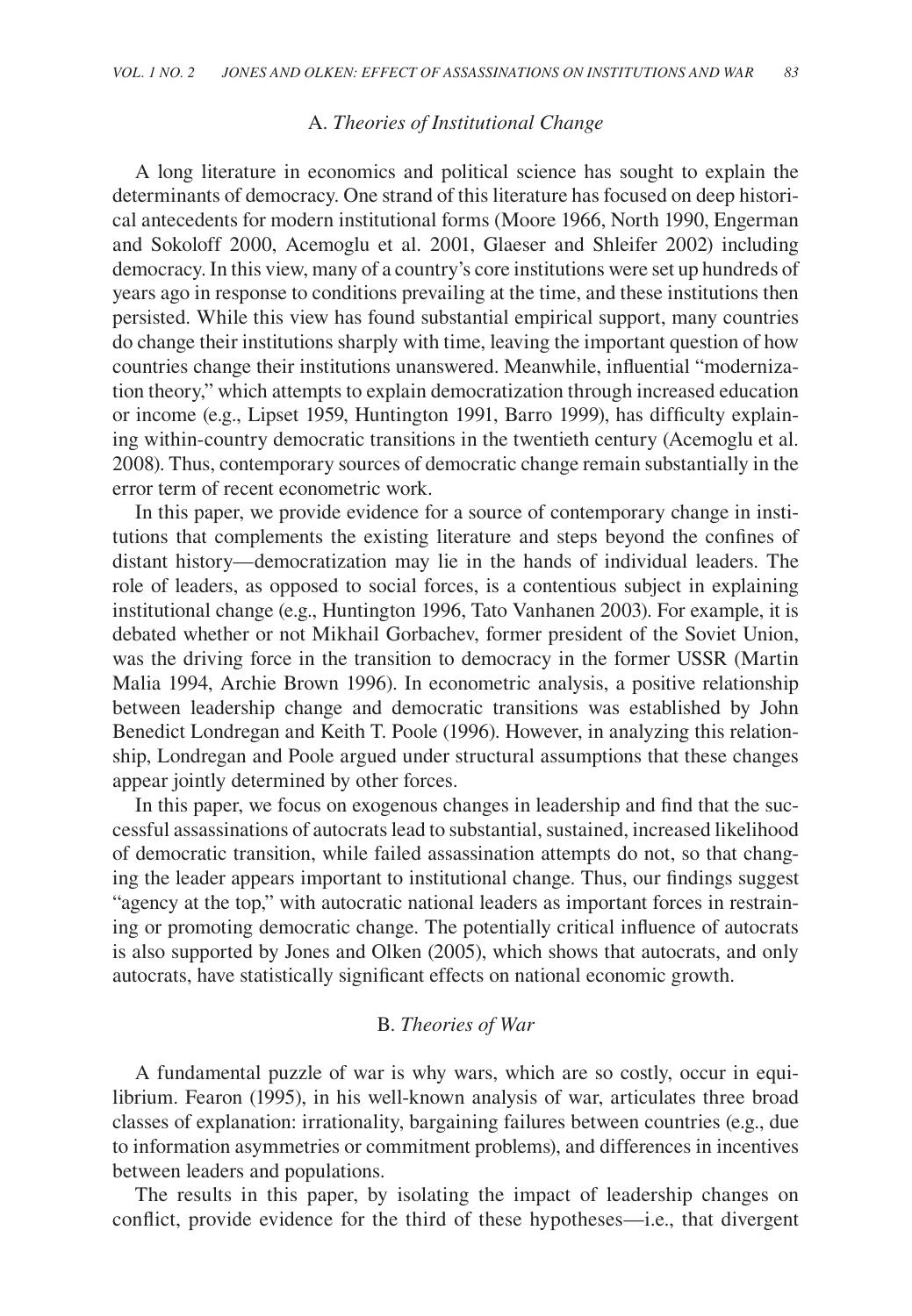### A. *Theories of Institutional Change*

A long literature in economics and political science has sought to explain the determinants of democracy. One strand of this literature has focused on deep historical antecedents for modern institutional forms (Moore 1966, North 1990, Engerman and Sokoloff 2000, Acemoglu et al. 2001, Glaeser and Shleifer 2002) including democracy. In this view, many of a country's core institutions were set up hundreds of years ago in response to conditions prevailing at the time, and these institutions then persisted. While this view has found substantial empirical support, many countries do change their institutions sharply with time, leaving the important question of how countries change their institutions unanswered. Meanwhile, influential "modernization theory," which attempts to explain democratization through increased education or income (e.g., Lipset 1959, Huntington 1991, Barro 1999), has difficulty explaining within-country democratic transitions in the twentieth century (Acemoglu et al. 2008). Thus, contemporary sources of democratic change remain substantially in the error term of recent econometric work.

In this paper, we provide evidence for a source of contemporary change in institutions that complements the existing literature and steps beyond the confines of distant history—democratization may lie in the hands of individual leaders. The role of leaders, as opposed to social forces, is a contentious subject in explaining institutional change (e.g., Huntington 1996, Tato Vanhanen 2003). For example, it is debated whether or not Mikhail Gorbachev, former president of the Soviet Union, was the driving force in the transition to democracy in the former USSR (Martin Malia 1994, Archie Brown 1996). In econometric analysis, a positive relationship between leadership change and democratic transitions was established by John Benedict Londregan and Keith T. Poole (1996). However, in analyzing this relationship, Londregan and Poole argued under structural assumptions that these changes appear jointly determined by other forces.

In this paper, we focus on exogenous changes in leadership and find that the successful assassinations of autocrats lead to substantial, sustained, increased likelihood of democratic transition, while failed assassination attempts do not, so that changing the leader appears important to institutional change. Thus, our findings suggest "agency at the top," with autocratic national leaders as important forces in restraining or promoting democratic change. The potentially critical influence of autocrats is also supported by Jones and Olken (2005), which shows that autocrats, and only autocrats, have statistically significant effects on national economic growth.

### B. *Theories of War*

A fundamental puzzle of war is why wars, which are so costly, occur in equilibrium. Fearon (1995), in his well-known analysis of war, articulates three broad classes of explanation: irrationality, bargaining failures between countries (e.g., due to information asymmetries or commitment problems), and differences in incentives between leaders and populations.

The results in this paper, by isolating the impact of leadership changes on conflict, provide evidence for the third of these hypotheses—i.e., that divergent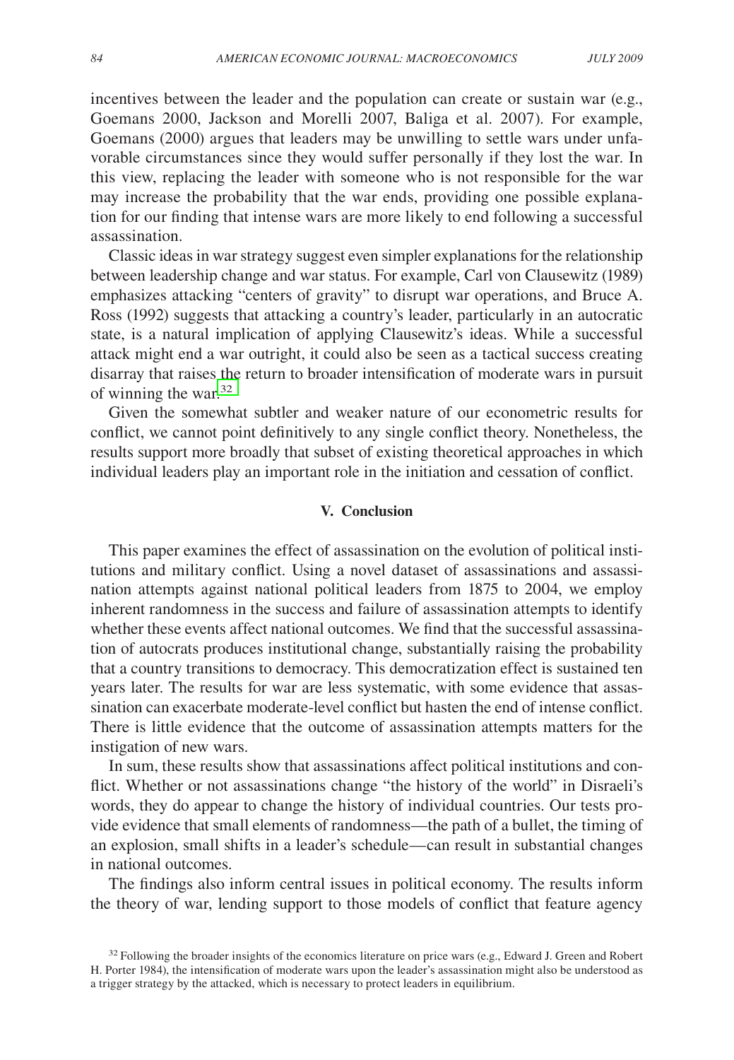incentives between the leader and the population can create or sustain war (e.g., Goemans 2000, Jackson and Morelli 2007, Baliga et al. 2007). For example, Goemans (2000) argues that leaders may be unwilling to settle wars under unfavorable circumstances since they would suffer personally if they lost the war. In this view, replacing the leader with someone who is not responsible for the war may increase the probability that the war ends, providing one possible explanation for our finding that intense wars are more likely to end following a successful assassination.

Classic ideas in war strategy suggest even simpler explanations for the relationship between leadership change and war status. For example, Carl von Clausewitz (1989) emphasizes attacking "centers of gravity" to disrupt war operations, and Bruce A. Ross (1992) suggests that attacking a country's leader, particularly in an autocratic state, is a natural implication of applying Clausewitz's ideas. While a successful attack might end a war outright, it could also be seen as a tactical success creating disarray that raises the return to broader intensification of moderate wars in pursuit of winning the war.[32]

Given the somewhat subtler and weaker nature of our econometric results for conflict, we cannot point definitively to any single conflict theory. Nonetheless, the results support more broadly that subset of existing theoretical approaches in which individual leaders play an important role in the initiation and cessation of conflict.

## V. Conclusion

This paper examines the effect of assassination on the evolution of political institutions and military conflict. Using a novel dataset of assassinations and assassination attempts against national political leaders from 1875 to 2004, we employ inherent randomness in the success and failure of assassination attempts to identify whether these events affect national outcomes. We find that the successful assassination of autocrats produces institutional change, substantially raising the probability that a country transitions to democracy. This democratization effect is sustained ten years later. The results for war are less systematic, with some evidence that assassination can exacerbate moderate-level conflict but hasten the end of intense conflict. There is little evidence that the outcome of assassination attempts matters for the instigation of new wars.

In sum, these results show that assassinations affect political institutions and conflict. Whether or not assassinations change "the history of the world" in Disraeli's words, they do appear to change the history of individual countries. Our tests provide evidence that small elements of randomness—the path of a bullet, the timing of an explosion, small shifts in a leader's schedule—can result in substantial changes in national outcomes.

The findings also inform central issues in political economy. The results inform the theory of war, lending support to those models of conflict that feature agency

[32] Following the broader insights of the economics literature on price wars (e.g., Edward J. Green and Robert H. Porter 1984), the intensification of moderate wars upon the leader's assassination might also be understood as a trigger strategy by the attacked, which is necessary to protect leaders in equilibrium.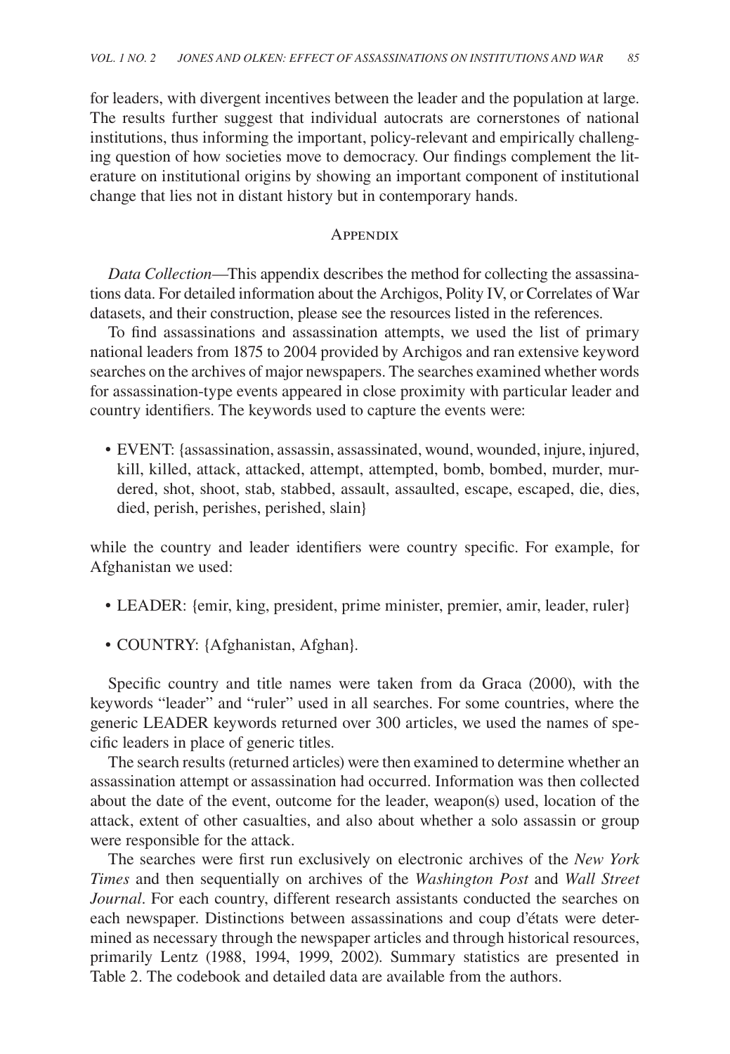for leaders, with divergent incentives between the leader and the population at large. The results further suggest that individual autocrats are cornerstones of national institutions, thus informing the important, policy-relevant and empirically challenging question of how societies move to democracy. Our findings complement the literature on institutional origins by showing an important component of institutional change that lies not in distant history but in contemporary hands.

## Appendix

*Data Collection*—This appendix describes the method for collecting the assassinations data. For detailed information about the Archigos, Polity IV, or Correlates of War datasets, and their construction, please see the resources listed in the references.

To find assassinations and assassination attempts, we used the list of primary national leaders from 1875 to 2004 provided by Archigos and ran extensive keyword searches on the archives of major newspapers. The searches examined whether words for assassination-type events appeared in close proximity with particular leader and country identifiers. The keywords used to capture the events were:

- EVENT: {assassination, assassin, assassinated, wound, wounded, injure, injured, kill, killed, attack, attacked, attempt, attempted, bomb, bombed, murder, murdered, shot, shoot, stab, stabbed, assault, assaulted, escape, escaped, die, dies, died, perish, perishes, perished, slain}

while the country and leader identifiers were country specific. For example, for Afghanistan we used:

- LEADER: {emir, king, president, prime minister, premier, amir, leader, ruler}
- COUNTRY: {Afghanistan, Afghan}.

Specific country and title names were taken from da Graca (2000), with the keywords "leader" and "ruler" used in all searches. For some countries, where the generic LEADER keywords returned over 300 articles, we used the names of specific leaders in place of generic titles.

The search results (returned articles) were then examined to determine whether an assassination attempt or assassination had occurred. Information was then collected about the date of the event, outcome for the leader, weapon(s) used, location of the attack, extent of other casualties, and also about whether a solo assassin or group were responsible for the attack.

The searches were first run exclusively on electronic archives of the *New York Times* and then sequentially on archives of the *Washington Post* and *Wall Street Journal*. For each country, different research assistants conducted the searches on each newspaper. Distinctions between assassinations and coup d'états were determined as necessary through the newspaper articles and through historical resources, primarily Lentz (1988, 1994, 1999, 2002). Summary statistics are presented in Table 2. The codebook and detailed data are available from the authors.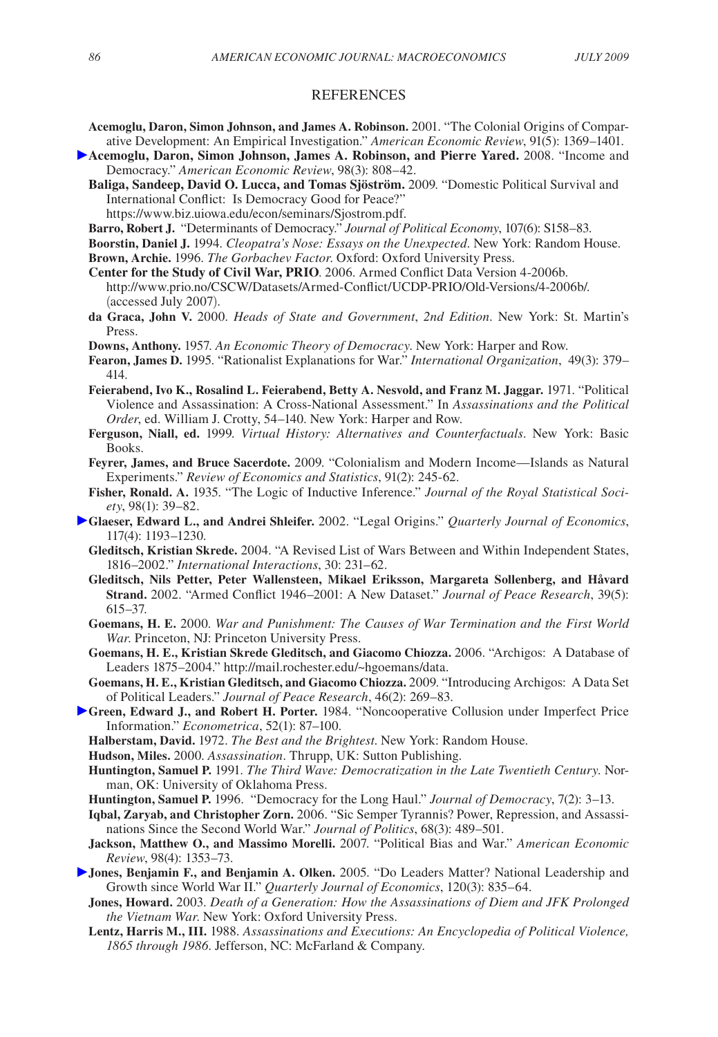## REFERENCES

**Acemoglu, Daron, Simon Johnson, and James A. Robinson.** 2001. "The Colonial Origins of Comparative Development: An Empirical Investigation." *American Economic Review*, 91(5): 1369–1401.

**Acemoglu, Daron, Simon Johnson, James A. Robinson, and Pierre Yared.** 2008. "Income and Democracy." *American Economic Review*, 98(3): 808–42.

**Baliga, Sandeep, David O. Lucca, and Tomas Sjöström.** 2009. "Domestic Political Survival and International Conflict: Is Democracy Good for Peace?" https://www.biz.uiowa.edu/econ/seminars/Sjostrom.pdf.

**Barro, Robert J.** "Determinants of Democracy." *Journal of Political Economy*, 107(6): S158–83.

**Boorstin, Daniel J.** 1994. *Cleopatra's Nose: Essays on the Unexpected*. New York: Random House.

**Brown, Archie.** 1996. *The Gorbachev Factor*. Oxford: Oxford University Press.

**Center for the Study of Civil War, PRIO**. 2006. Armed Conflict Data Version 4-2006b. http://www.prio.no/CSCW/Datasets/Armed-Conflict/UCDP-PRIO/Old-Versions/4-2006b/. (accessed July 2007).

**da Graca, John V.** 2000. *Heads of State and Government*, *2nd Edition*. New York: St. Martin's Press.

**Downs, Anthony.** 1957. *An Economic Theory of Democracy*. New York: Harper and Row.

**Fearon, James D.** 1995. "Rationalist Explanations for War." *International Organization*, 49(3): 379–414.

**Feierabend, Ivo K., Rosalind L. Feierabend, Betty A. Nesvold, and Franz M. Jaggar.** 1971. "Political Violence and Assassination: A Cross-National Assessment." In *Assassinations and the Political Order*, ed. William J. Crotty, 54–140. New York: Harper and Row.

**Ferguson, Niall, ed.** 1999. *Virtual History: Alternatives and Counterfactuals*. New York: Basic Books.

**Feyrer, James, and Bruce Sacerdote.** 2009. "Colonialism and Modern Income—Islands as Natural Experiments." *Review of Economics and Statistics*, 91(2): 245-62.

**Fisher, Ronald. A.** 1935. "The Logic of Inductive Inference." *Journal of the Royal Statistical Society*, 98(1): 39–82.

**Glaeser, Edward L., and Andrei Shleifer.** 2002. "Legal Origins." *Quarterly Journal of Economics*, 117(4): 1193–1230.

**Gleditsch, Kristian Skrede.** 2004. "A Revised List of Wars Between and Within Independent States, 1816–2002." *International Interactions*, 30: 231–62.

**Gleditsch, Nils Petter, Peter Wallensteen, Mikael Eriksson, Margareta Sollenberg, and Håvard Strand.** 2002. "Armed Conflict 1946–2001: A New Dataset." *Journal of Peace Research*, 39(5): 615–37.

**Goemans, H. E.** 2000. *War and Punishment: The Causes of War Termination and the First World War*. Princeton, NJ: Princeton University Press.

**Goemans, H. E., Kristian Skrede Gleditsch, and Giacomo Chiozza.** 2006. "Archigos: A Database of Leaders 1875–2004." http://mail.rochester.edu/~hgoemans/data.

**Goemans, H. E., Kristian Gleditsch, and Giacomo Chiozza.** 2009. "Introducing Archigos: A Data Set of Political Leaders." *Journal of Peace Research*, 46(2): 269–83.

**Green, Edward J., and Robert H. Porter.** 1984. "Noncooperative Collusion under Imperfect Price Information." *Econometrica*, 52(1): 87–100.

**Halberstam, David.** 1972. *The Best and the Brightest*. New York: Random House.

**Hudson, Miles.** 2000. *Assassination*. Thrupp, UK: Sutton Publishing.

**Huntington, Samuel P.** 1991. *The Third Wave: Democratization in the Late Twentieth Century*. Norman, OK: University of Oklahoma Press.

**Huntington, Samuel P.** 1996. "Democracy for the Long Haul." *Journal of Democracy*, 7(2): 3–13.

**Iqbal, Zaryab, and Christopher Zorn.** 2006. "Sic Semper Tyrannis? Power, Repression, and Assassinations Since the Second World War." *Journal of Politics*, 68(3): 489–501.

**Jackson, Matthew O., and Massimo Morelli.** 2007. "Political Bias and War." *American Economic Review*, 98(4): 1353–73.

**Jones, Benjamin F., and Benjamin A. Olken.** 2005. "Do Leaders Matter? National Leadership and Growth since World War II." *Quarterly Journal of Economics*, 120(3): 835–64.

**Jones, Howard.** 2003. *Death of a Generation: How the Assassinations of Diem and JFK Prolonged the Vietnam War*. New York: Oxford University Press.

**Lentz, Harris M., III.** 1988. *Assassinations and Executions: An Encyclopedia of Political Violence, 1865 through 1986*. Jefferson, NC: McFarland & Company.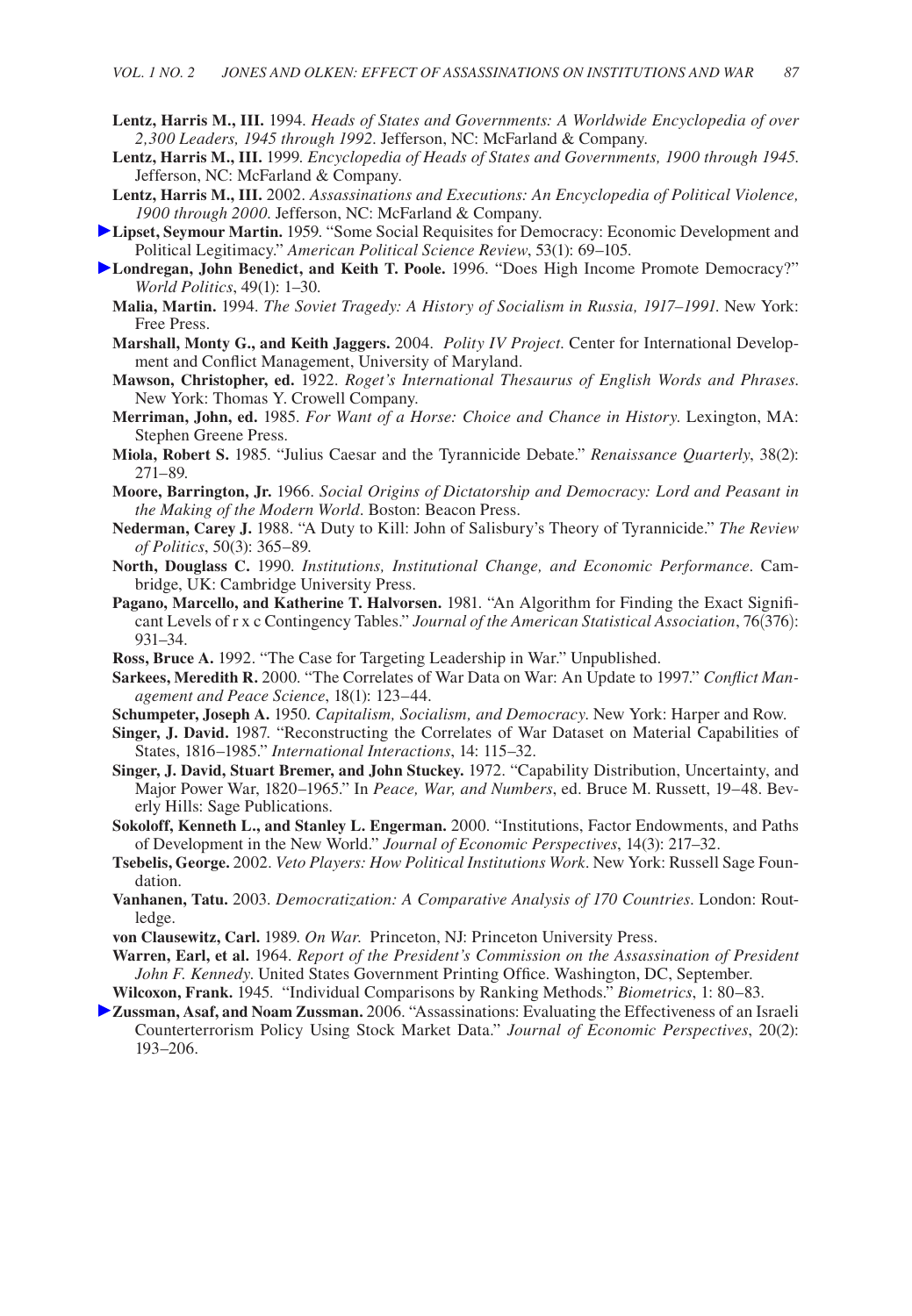**Lentz, Harris M., III.** 1994. *Heads of States and Governments: A Worldwide Encyclopedia of over 2,300 Leaders, 1945 through 1992*. Jefferson, NC: McFarland & Company.

**Lentz, Harris M., III.** 1999. *Encyclopedia of Heads of States and Governments, 1900 through 1945*. Jefferson, NC: McFarland & Company.

**Lentz, Harris M., III.** 2002. *Assassinations and Executions: An Encyclopedia of Political Violence, 1900 through 2000*. Jefferson, NC: McFarland & Company.

**Lipset, Seymour Martin.** 1959. "Some Social Requisites for Democracy: Economic Development and Political Legitimacy." *American Political Science Review*, 53(1): 69–105.

**Londregan, John Benedict, and Keith T. Poole.** 1996. "Does High Income Promote Democracy?" *World Politics*, 49(1): 1–30.

**Malia, Martin.** 1994. *The Soviet Tragedy: A History of Socialism in Russia, 1917–1991*. New York: Free Press.

**Marshall, Monty G., and Keith Jaggers.** 2004. *Polity IV Project*. Center for International Development and Conflict Management, University of Maryland.

**Mawson, Christopher, ed.** 1922. *Roget's International Thesaurus of English Words and Phrases*. New York: Thomas Y. Crowell Company.

**Merriman, John, ed.** 1985. *For Want of a Horse: Choice and Chance in History*. Lexington, MA: Stephen Greene Press.

**Miola, Robert S.** 1985. "Julius Caesar and the Tyrannicide Debate." *Renaissance Quarterly*, 38(2): 271–89.

**Moore, Barrington, Jr.** 1966. *Social Origins of Dictatorship and Democracy: Lord and Peasant in the Making of the Modern World*. Boston: Beacon Press.

**Nederman, Carey J.** 1988. "A Duty to Kill: John of Salisbury's Theory of Tyrannicide." *The Review of Politics*, 50(3): 365–89.

**North, Douglass C.** 1990. *Institutions, Institutional Change, and Economic Performance*. Cambridge, UK: Cambridge University Press.

**Pagano, Marcello, and Katherine T. Halvorsen.** 1981. "An Algorithm for Finding the Exact Significant Levels of r x c Contingency Tables." *Journal of the American Statistical Association*, 76(376): 931–34.

**Ross, Bruce A.** 1992. "The Case for Targeting Leadership in War." Unpublished.

**Sarkees, Meredith R.** 2000. "The Correlates of War Data on War: An Update to 1997." *Conflict Management and Peace Science*, 18(1): 123–44.

**Schumpeter, Joseph A.** 1950. *Capitalism, Socialism, and Democracy*. New York: Harper and Row.

**Singer, J. David.** 1987. "Reconstructing the Correlates of War Dataset on Material Capabilities of States, 1816–1985." *International Interactions*, 14: 115–32.

**Singer, J. David, Stuart Bremer, and John Stuckey.** 1972. "Capability Distribution, Uncertainty, and Major Power War, 1820–1965." In *Peace, War, and Numbers*, ed. Bruce M. Russett, 19–48. Beverly Hills: Sage Publications.

**Sokoloff, Kenneth L., and Stanley L. Engerman.** 2000. "Institutions, Factor Endowments, and Paths of Development in the New World." *Journal of Economic Perspectives*, 14(3): 217–32.

**Tsebelis, George.** 2002. *Veto Players: How Political Institutions Work*. New York: Russell Sage Foundation.

**Vanhanen, Tatu.** 2003. *Democratization: A Comparative Analysis of 170 Countries*. London: Routledge.

**von Clausewitz, Carl.** 1989. *On War*. Princeton, NJ: Princeton University Press.

**Warren, Earl, et al.** 1964. *Report of the President's Commission on the Assassination of President John F. Kennedy*. United States Government Printing Office. Washington, DC, September.

**Wilcoxon, Frank.** 1945. "Individual Comparisons by Ranking Methods." *Biometrics*, 1: 80–83.

**Zussman, Asaf, and Noam Zussman.** 2006. "Assassinations: Evaluating the Effectiveness of an Israeli Counterterrorism Policy Using Stock Market Data." *Journal of Economic Perspectives*, 20(2): 193–206.